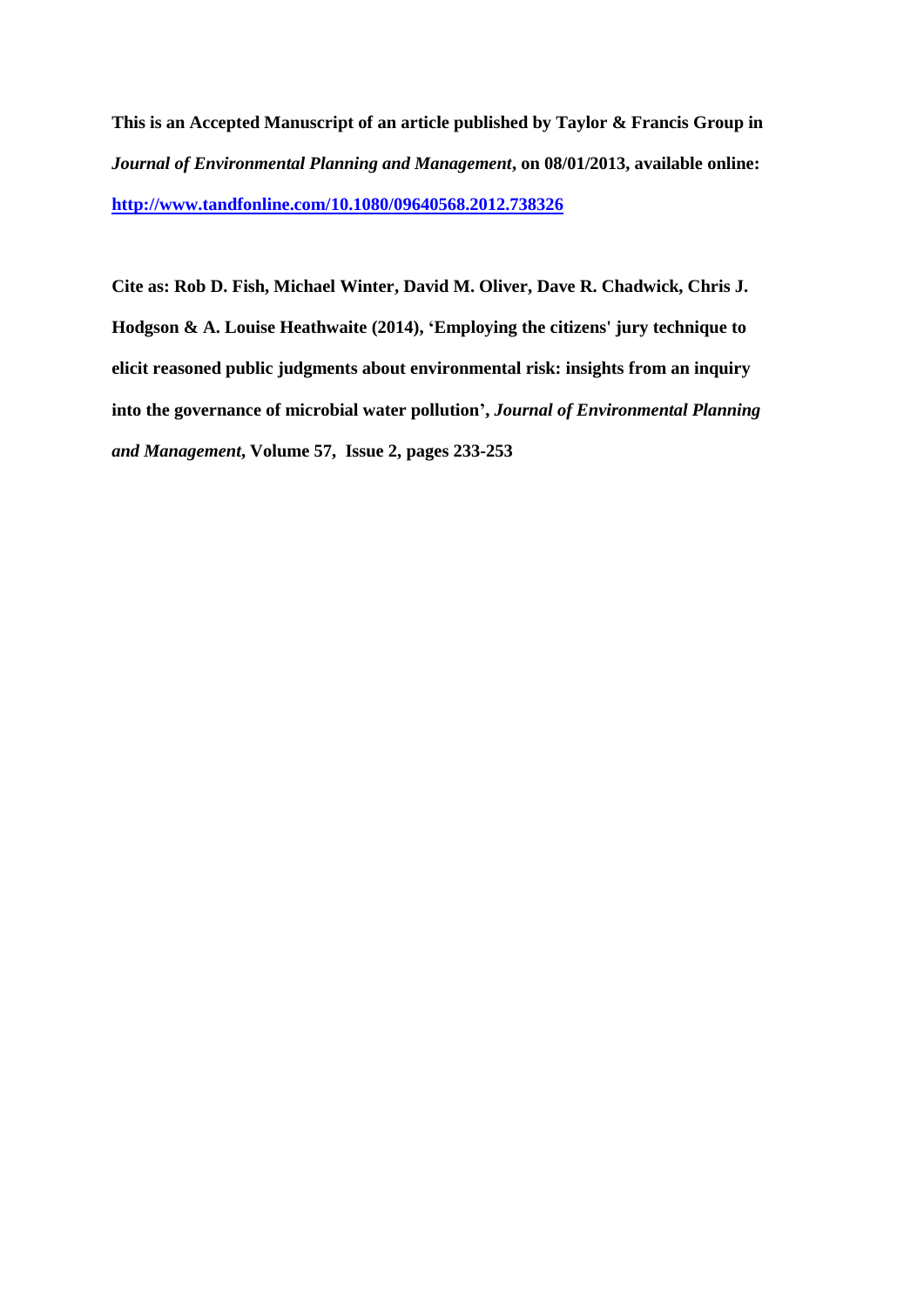**This is an Accepted Manuscript of an article published by Taylor & Francis Group in *Journal of Environmental Planning and Management*, on 08/01/2013, available online: [http://www.tandfonline.com/10.1080/09640568.2012.738326](http://www.tandfonline.com/10.1080/09640568.2012.738326)**

**Cite as: Rob D. Fish, Michael Winter, David M. Oliver, Dave R. Chadwick, Chris J. Hodgson & A. Louise Heathwaite (2014), 'Employing the citizens' jury technique to elicit reasoned public judgments about environmental risk: insights from an inquiry into the governance of microbial water pollution', *Journal of Environmental Planning and Management*, Volume 57, Issue 2, pages 233-253**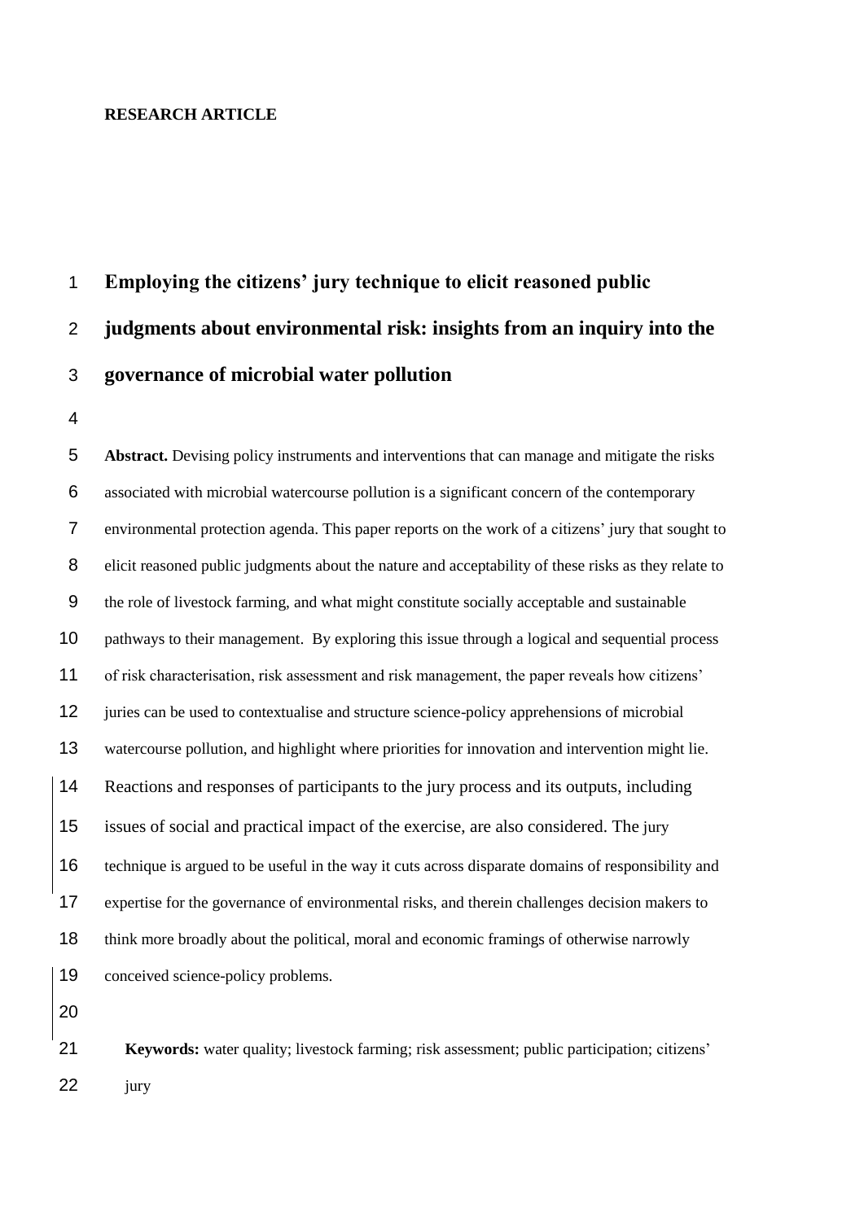**RESEARCH ARTICLE**

# Employing the citizens' jury technique to elicit reasoned public judgments about environmental risk: insights from an inquiry into the governance of microbial water pollution

**Abstract.** Devising policy instruments and interventions that can manage and mitigate the risks associated with microbial watercourse pollution is a significant concern of the contemporary environmental protection agenda. This paper reports on the work of a citizens' jury that sought to elicit reasoned public judgments about the nature and acceptability of these risks as they relate to the role of livestock farming, and what might constitute socially acceptable and sustainable pathways to their management. By exploring this issue through a logical and sequential process of risk characterisation, risk assessment and risk management, the paper reveals how citizens' juries can be used to contextualise and structure science-policy apprehensions of microbial watercourse pollution, and highlight where priorities for innovation and intervention might lie. Reactions and responses of participants to the jury process and its outputs, including issues of social and practical impact of the exercise, are also considered. The jury technique is argued to be useful in the way it cuts across disparate domains of responsibility and expertise for the governance of environmental risks, and therein challenges decision makers to think more broadly about the political, moral and economic framings of otherwise narrowly conceived science-policy problems.

**Keywords:** water quality; livestock farming; risk assessment; public participation; citizens' jury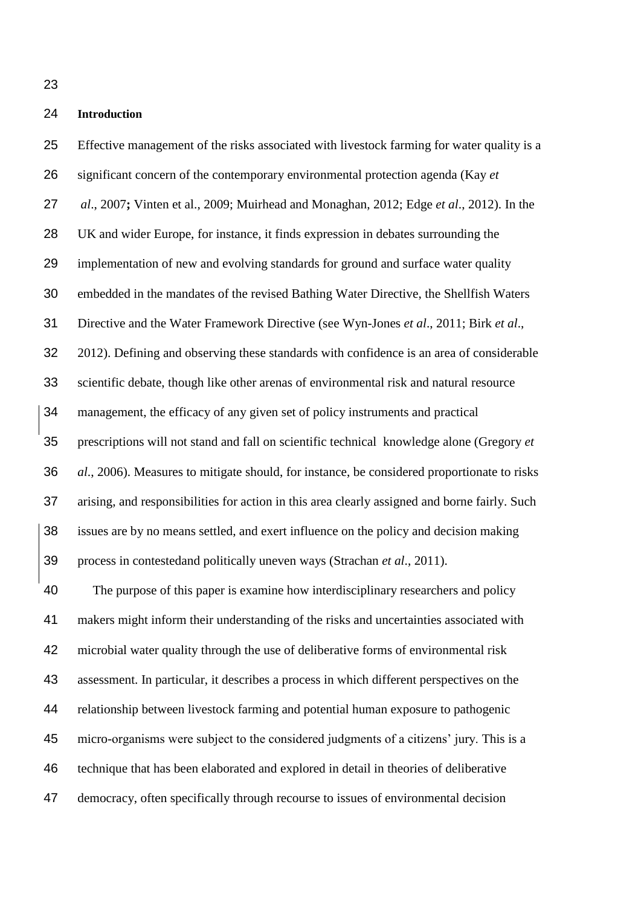## Introduction

Effective management of the risks associated with livestock farming for water quality is a significant concern of the contemporary environmental protection agenda (Kay *et al*., 2007**;** Vinten et al., 2009; Muirhead and Monaghan, 2012; Edge *et al*., 2012). In the UK and wider Europe, for instance, it finds expression in debates surrounding the implementation of new and evolving standards for ground and surface water quality embedded in the mandates of the revised Bathing Water Directive, the Shellfish Waters Directive and the Water Framework Directive (see Wyn-Jones *et al*., 2011; Birk *et al*., 2012). Defining and observing these standards with confidence is an area of considerable scientific debate, though like other arenas of environmental risk and natural resource management, the efficacy of any given set of policy instruments and practical prescriptions will not stand and fall on scientific technical knowledge alone (Gregory *et al*., 2006). Measures to mitigate should, for instance, be considered proportionate to risks arising, and responsibilities for action in this area clearly assigned and borne fairly. Such issues are by no means settled, and exert influence on the policy and decision making process in contestedand politically uneven ways (Strachan *et al*., 2011).

The purpose of this paper is examine how interdisciplinary researchers and policy makers might inform their understanding of the risks and uncertainties associated with microbial water quality through the use of deliberative forms of environmental risk assessment. In particular, it describes a process in which different perspectives on the relationship between livestock farming and potential human exposure to pathogenic micro-organisms were subject to the considered judgments of a citizens' jury. This is a technique that has been elaborated and explored in detail in theories of deliberative democracy, often specifically through recourse to issues of environmental decision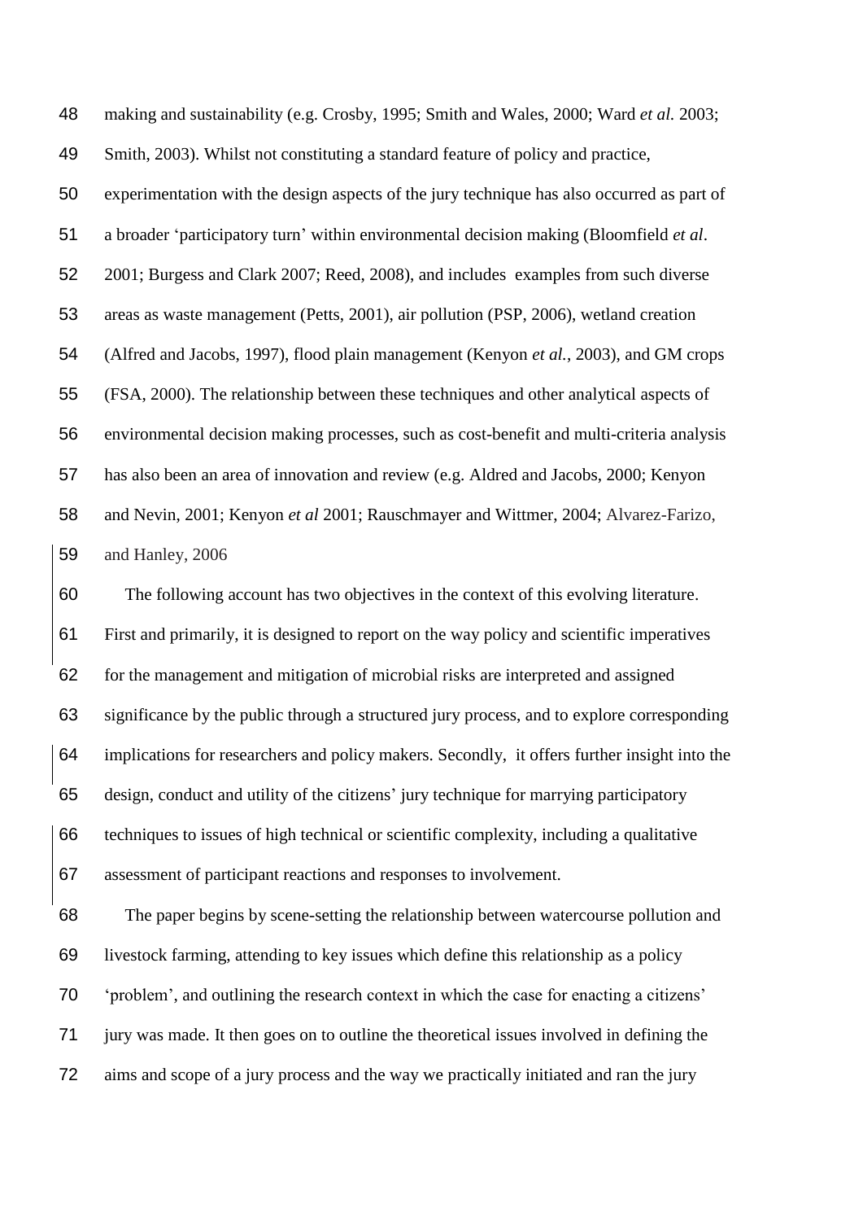making and sustainability (e.g. Crosby, 1995; Smith and Wales, 2000; Ward *et al.* 2003; Smith, 2003). Whilst not constituting a standard feature of policy and practice, experimentation with the design aspects of the jury technique has also occurred as part of a broader 'participatory turn' within environmental decision making (Bloomfield *et al*. 2001; Burgess and Clark 2007; Reed, 2008), and includes examples from such diverse areas as waste management (Petts, 2001), air pollution (PSP, 2006), wetland creation (Alfred and Jacobs, 1997), flood plain management (Kenyon *et al.*, 2003), and GM crops (FSA, 2000). The relationship between these techniques and other analytical aspects of environmental decision making processes, such as cost-benefit and multi-criteria analysis has also been an area of innovation and review (e.g. Aldred and Jacobs, 2000; Kenyon and Nevin, 2001; Kenyon *et al* 2001; Rauschmayer and Wittmer, 2004; Alvarez-Farizo, and Hanley, 2006

The following account has two objectives in the context of this evolving literature. First and primarily, it is designed to report on the way policy and scientific imperatives for the management and mitigation of microbial risks are interpreted and assigned significance by the public through a structured jury process, and to explore corresponding implications for researchers and policy makers. Secondly, it offers further insight into the design, conduct and utility of the citizens' jury technique for marrying participatory techniques to issues of high technical or scientific complexity, including a qualitative assessment of participant reactions and responses to involvement.

The paper begins by scene-setting the relationship between watercourse pollution and livestock farming, attending to key issues which define this relationship as a policy 'problem', and outlining the research context in which the case for enacting a citizens' jury was made. It then goes on to outline the theoretical issues involved in defining the aims and scope of a jury process and the way we practically initiated and ran the jury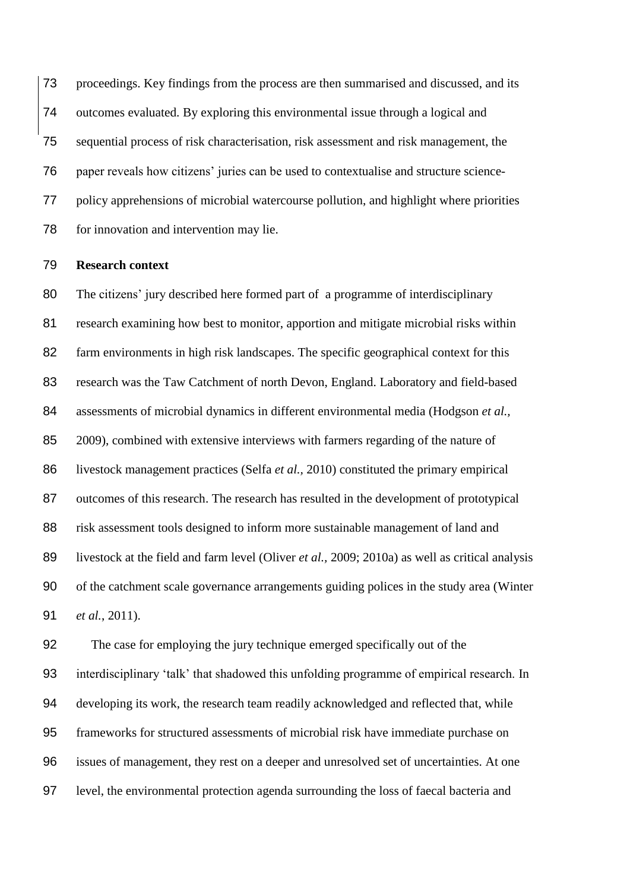proceedings. Key findings from the process are then summarised and discussed, and its outcomes evaluated. By exploring this environmental issue through a logical and sequential process of risk characterisation, risk assessment and risk management, the paper reveals how citizens' juries can be used to contextualise and structure science-policy apprehensions of microbial watercourse pollution, and highlight where priorities for innovation and intervention may lie.

## Research context

The citizens' jury described here formed part of a programme of interdisciplinary research examining how best to monitor, apportion and mitigate microbial risks within farm environments in high risk landscapes. The specific geographical context for this research was the Taw Catchment of north Devon, England. Laboratory and field-based assessments of microbial dynamics in different environmental media (Hodgson *et al.,* 2009), combined with extensive interviews with farmers regarding of the nature of livestock management practices (Selfa *et al.,* 2010) constituted the primary empirical outcomes of this research. The research has resulted in the development of prototypical risk assessment tools designed to inform more sustainable management of land and livestock at the field and farm level (Oliver *et al.,* 2009; 2010a) as well as critical analysis of the catchment scale governance arrangements guiding polices in the study area (Winter *et al.*, 2011).

The case for employing the jury technique emerged specifically out of the interdisciplinary 'talk' that shadowed this unfolding programme of empirical research. In developing its work, the research team readily acknowledged and reflected that, while frameworks for structured assessments of microbial risk have immediate purchase on issues of management, they rest on a deeper and unresolved set of uncertainties. At one level, the environmental protection agenda surrounding the loss of faecal bacteria and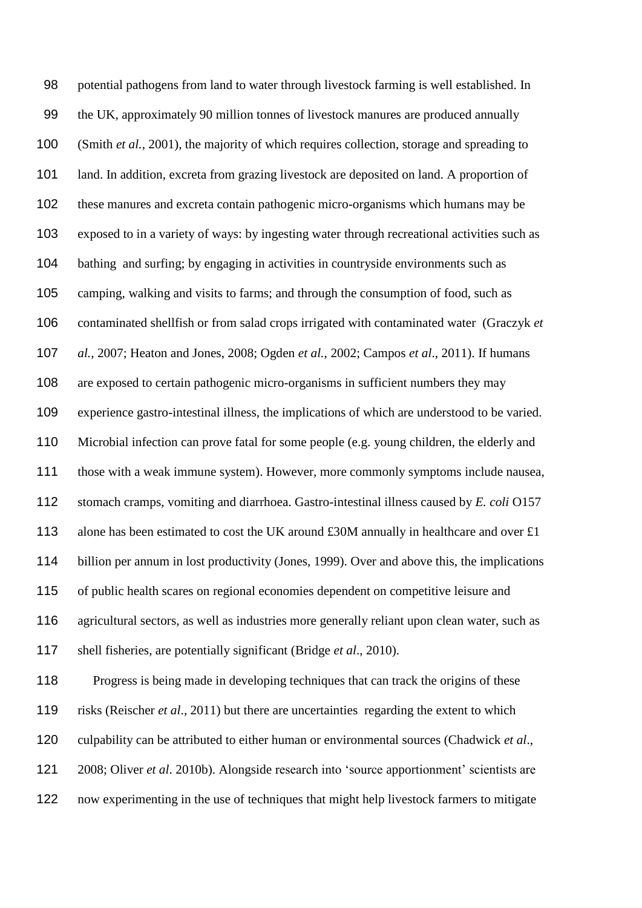potential pathogens from land to water through livestock farming is well established. In the UK, approximately 90 million tonnes of livestock manures are produced annually (Smith *et al.*, 2001), the majority of which requires collection, storage and spreading to land. In addition, excreta from grazing livestock are deposited on land. A proportion of these manures and excreta contain pathogenic micro-organisms which humans may be exposed to in a variety of ways: by ingesting water through recreational activities such as bathing and surfing; by engaging in activities in countryside environments such as camping, walking and visits to farms; and through the consumption of food, such as contaminated shellfish or from salad crops irrigated with contaminated water (Graczyk *et al.*, 2007; Heaton and Jones, 2008; Ogden *et al.*, 2002; Campos *et al*., 2011). If humans are exposed to certain pathogenic micro-organisms in sufficient numbers they may experience gastro-intestinal illness, the implications of which are understood to be varied. Microbial infection can prove fatal for some people (e.g. young children, the elderly and those with a weak immune system). However, more commonly symptoms include nausea, stomach cramps, vomiting and diarrhoea. Gastro-intestinal illness caused by *E. coli* O157 alone has been estimated to cost the UK around £30M annually in healthcare and over £1 billion per annum in lost productivity (Jones, 1999). Over and above this, the implications of public health scares on regional economies dependent on competitive leisure and agricultural sectors, as well as industries more generally reliant upon clean water, such as shell fisheries, are potentially significant (Bridge *et al*., 2010).

Progress is being made in developing techniques that can track the origins of these risks (Reischer *et al*., 2011) but there are uncertainties regarding the extent to which culpability can be attributed to either human or environmental sources (Chadwick *et al*., 2008; Oliver *et al*. 2010b). Alongside research into 'source apportionment' scientists are now experimenting in the use of techniques that might help livestock farmers to mitigate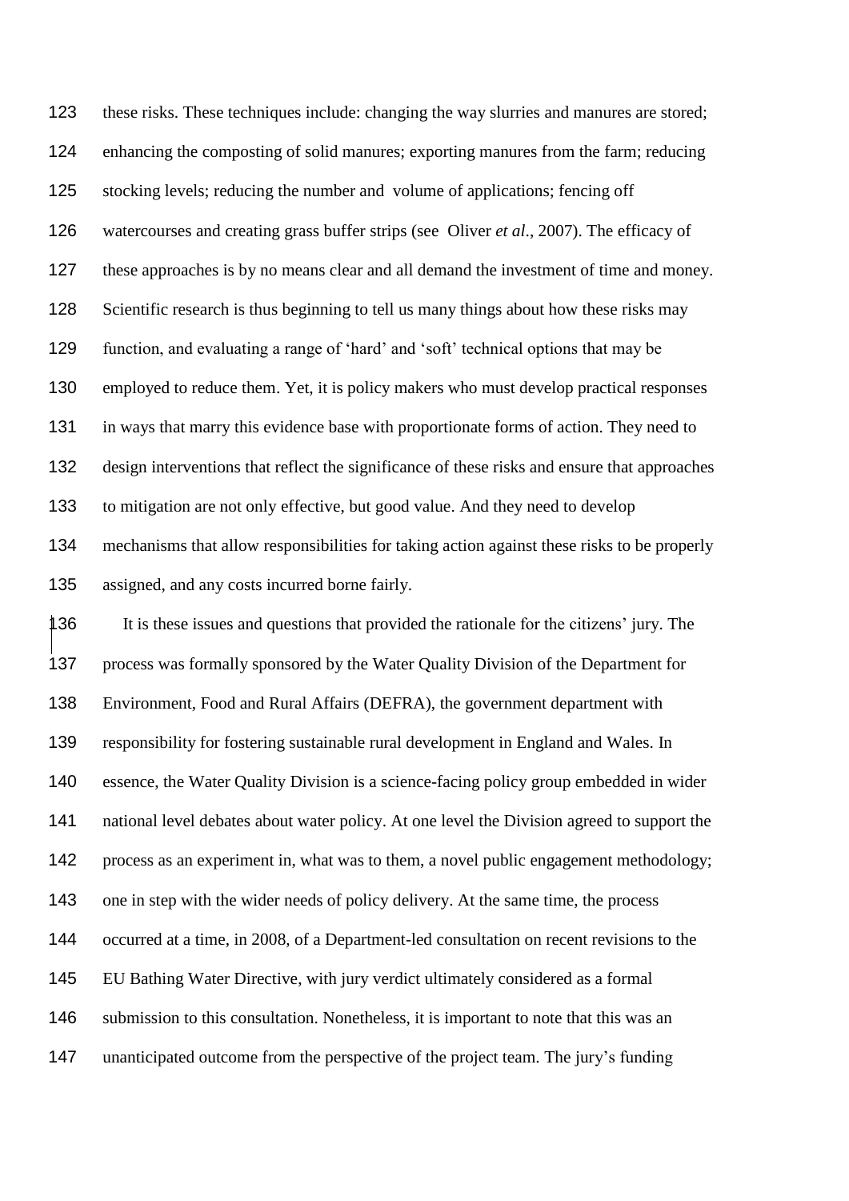these risks. These techniques include: changing the way slurries and manures are stored; enhancing the composting of solid manures; exporting manures from the farm; reducing stocking levels; reducing the number and volume of applications; fencing off watercourses and creating grass buffer strips (see Oliver *et al*., 2007). The efficacy of these approaches is by no means clear and all demand the investment of time and money. Scientific research is thus beginning to tell us many things about how these risks may function, and evaluating a range of 'hard' and 'soft' technical options that may be employed to reduce them. Yet, it is policy makers who must develop practical responses in ways that marry this evidence base with proportionate forms of action. They need to design interventions that reflect the significance of these risks and ensure that approaches to mitigation are not only effective, but good value. And they need to develop mechanisms that allow responsibilities for taking action against these risks to be properly assigned, and any costs incurred borne fairly.

It is these issues and questions that provided the rationale for the citizens' jury. The process was formally sponsored by the Water Quality Division of the Department for Environment, Food and Rural Affairs (DEFRA), the government department with responsibility for fostering sustainable rural development in England and Wales. In essence, the Water Quality Division is a science-facing policy group embedded in wider national level debates about water policy. At one level the Division agreed to support the process as an experiment in, what was to them, a novel public engagement methodology; one in step with the wider needs of policy delivery. At the same time, the process occurred at a time, in 2008, of a Department-led consultation on recent revisions to the EU Bathing Water Directive, with jury verdict ultimately considered as a formal submission to this consultation. Nonetheless, it is important to note that this was an unanticipated outcome from the perspective of the project team. The jury's funding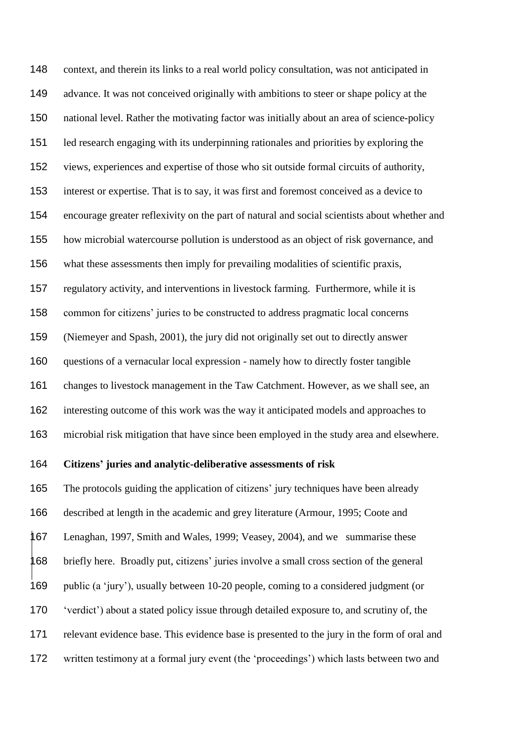context, and therein its links to a real world policy consultation, was not anticipated in advance. It was not conceived originally with ambitions to steer or shape policy at the national level. Rather the motivating factor was initially about an area of science-policy led research engaging with its underpinning rationales and priorities by exploring the views, experiences and expertise of those who sit outside formal circuits of authority, interest or expertise. That is to say, it was first and foremost conceived as a device to encourage greater reflexivity on the part of natural and social scientists about whether and how microbial watercourse pollution is understood as an object of risk governance, and what these assessments then imply for prevailing modalities of scientific praxis, regulatory activity, and interventions in livestock farming. Furthermore, while it is common for citizens' juries to be constructed to address pragmatic local concerns (Niemeyer and Spash, 2001), the jury did not originally set out to directly answer questions of a vernacular local expression - namely how to directly foster tangible changes to livestock management in the Taw Catchment. However, as we shall see, an interesting outcome of this work was the way it anticipated models and approaches to microbial risk mitigation that have since been employed in the study area and elsewhere.

## Citizens' juries and analytic-deliberative assessments of risk

The protocols guiding the application of citizens' jury techniques have been already described at length in the academic and grey literature (Armour, 1995; Coote and Lenaghan, 1997, Smith and Wales, 1999; Veasey, 2004), and we summarise these briefly here. Broadly put, citizens' juries involve a small cross section of the general public (a 'jury'), usually between 10-20 people, coming to a considered judgment (or 'verdict') about a stated policy issue through detailed exposure to, and scrutiny of, the relevant evidence base. This evidence base is presented to the jury in the form of oral and written testimony at a formal jury event (the 'proceedings') which lasts between two and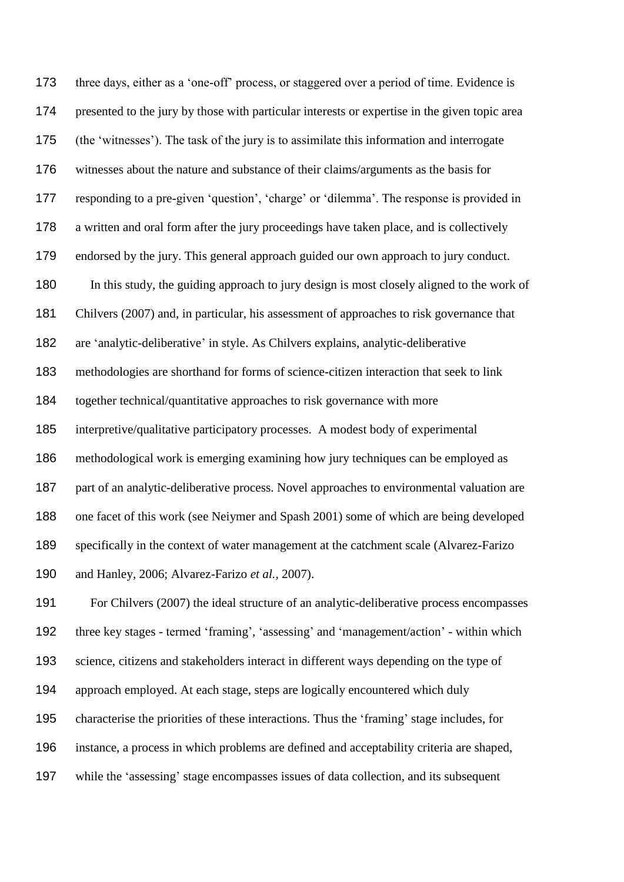three days, either as a 'one-off' process, or staggered over a period of time. Evidence is presented to the jury by those with particular interests or expertise in the given topic area (the 'witnesses'). The task of the jury is to assimilate this information and interrogate witnesses about the nature and substance of their claims/arguments as the basis for responding to a pre-given 'question', 'charge' or 'dilemma'. The response is provided in a written and oral form after the jury proceedings have taken place, and is collectively endorsed by the jury. This general approach guided our own approach to jury conduct.

In this study, the guiding approach to jury design is most closely aligned to the work of Chilvers (2007) and, in particular, his assessment of approaches to risk governance that are 'analytic-deliberative' in style. As Chilvers explains, analytic-deliberative methodologies are shorthand for forms of science-citizen interaction that seek to link together technical/quantitative approaches to risk governance with more interpretive/qualitative participatory processes. A modest body of experimental methodological work is emerging examining how jury techniques can be employed as part of an analytic-deliberative process. Novel approaches to environmental valuation are one facet of this work (see Neiymer and Spash 2001) some of which are being developed specifically in the context of water management at the catchment scale (Alvarez-Farizo and Hanley, 2006; Alvarez-Farizo *et al.*, 2007).

For Chilvers (2007) the ideal structure of an analytic-deliberative process encompasses three key stages - termed 'framing', 'assessing' and 'management/action' - within which science, citizens and stakeholders interact in different ways depending on the type of approach employed. At each stage, steps are logically encountered which duly characterise the priorities of these interactions. Thus the 'framing' stage includes, for instance, a process in which problems are defined and acceptability criteria are shaped, while the 'assessing' stage encompasses issues of data collection, and its subsequent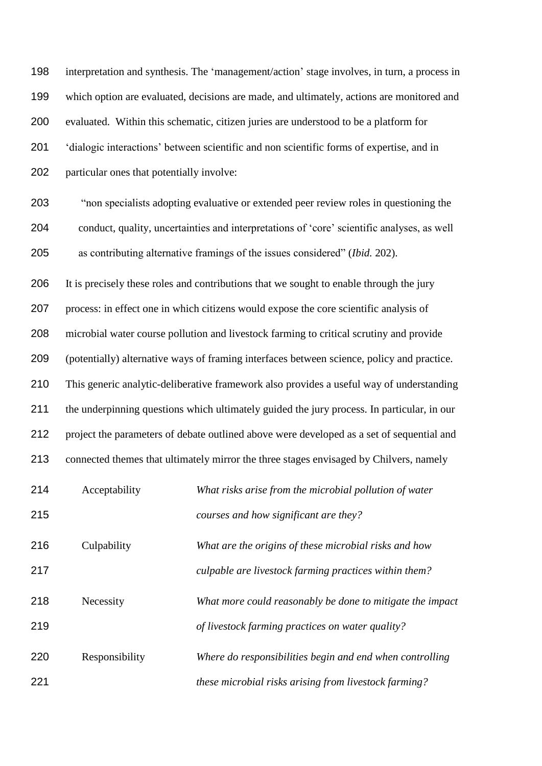interpretation and synthesis. The 'management/action' stage involves, in turn, a process in which option are evaluated, decisions are made, and ultimately, actions are monitored and evaluated. Within this schematic, citizen juries are understood to be a platform for 'dialogic interactions' between scientific and non scientific forms of expertise, and in particular ones that potentially involve:

> "non specialists adopting evaluative or extended peer review roles in questioning the conduct, quality, uncertainties and interpretations of 'core' scientific analyses, as well as contributing alternative framings of the issues considered" (*Ibid.* 202).

It is precisely these roles and contributions that we sought to enable through the jury process: in effect one in which citizens would expose the core scientific analysis of microbial water course pollution and livestock farming to critical scrutiny and provide (potentially) alternative ways of framing interfaces between science, policy and practice. This generic analytic-deliberative framework also provides a useful way of understanding the underpinning questions which ultimately guided the jury process. In particular, in our project the parameters of debate outlined above were developed as a set of sequential and connected themes that ultimately mirror the three stages envisaged by Chilvers, namely

| | |
|---|---|
| Acceptability | *What risks arise from the microbial pollution of water courses and how significant are they?* |
| Culpability | *What are the origins of these microbial risks and how culpable are livestock farming practices within them?* |
| Necessity | *What more could reasonably be done to mitigate the impact of livestock farming practices on water quality?* |
| Responsibility | *Where do responsibilities begin and end when controlling these microbial risks arising from livestock farming?* |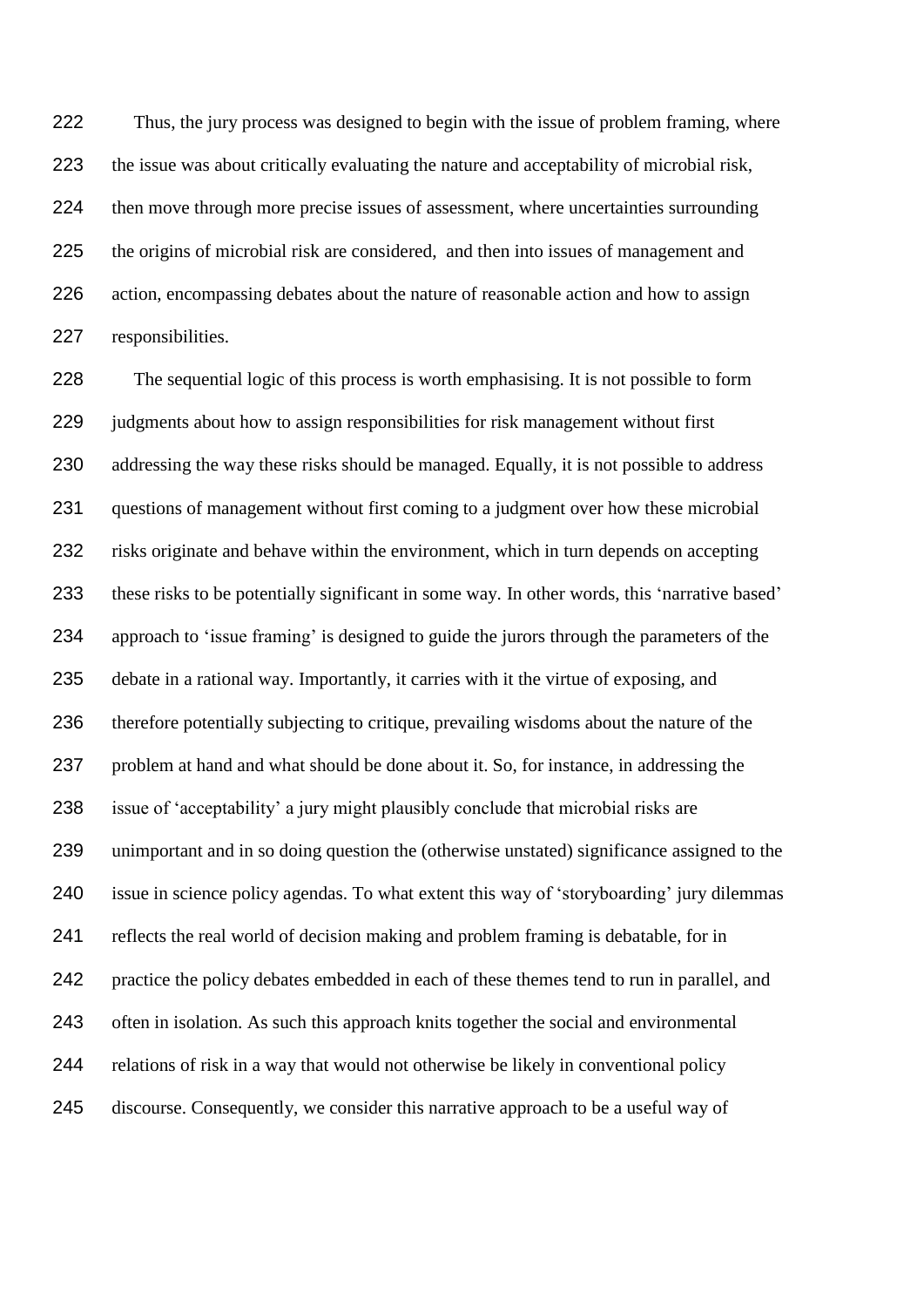Thus, the jury process was designed to begin with the issue of problem framing, where the issue was about critically evaluating the nature and acceptability of microbial risk, then move through more precise issues of assessment, where uncertainties surrounding the origins of microbial risk are considered, and then into issues of management and action, encompassing debates about the nature of reasonable action and how to assign responsibilities.

The sequential logic of this process is worth emphasising. It is not possible to form judgments about how to assign responsibilities for risk management without first addressing the way these risks should be managed. Equally, it is not possible to address questions of management without first coming to a judgment over how these microbial risks originate and behave within the environment, which in turn depends on accepting these risks to be potentially significant in some way. In other words, this 'narrative based' approach to 'issue framing' is designed to guide the jurors through the parameters of the debate in a rational way. Importantly, it carries with it the virtue of exposing, and therefore potentially subjecting to critique, prevailing wisdoms about the nature of the problem at hand and what should be done about it. So, for instance, in addressing the issue of 'acceptability' a jury might plausibly conclude that microbial risks are unimportant and in so doing question the (otherwise unstated) significance assigned to the issue in science policy agendas. To what extent this way of 'storyboarding' jury dilemmas reflects the real world of decision making and problem framing is debatable, for in practice the policy debates embedded in each of these themes tend to run in parallel, and often in isolation. As such this approach knits together the social and environmental relations of risk in a way that would not otherwise be likely in conventional policy discourse. Consequently, we consider this narrative approach to be a useful way of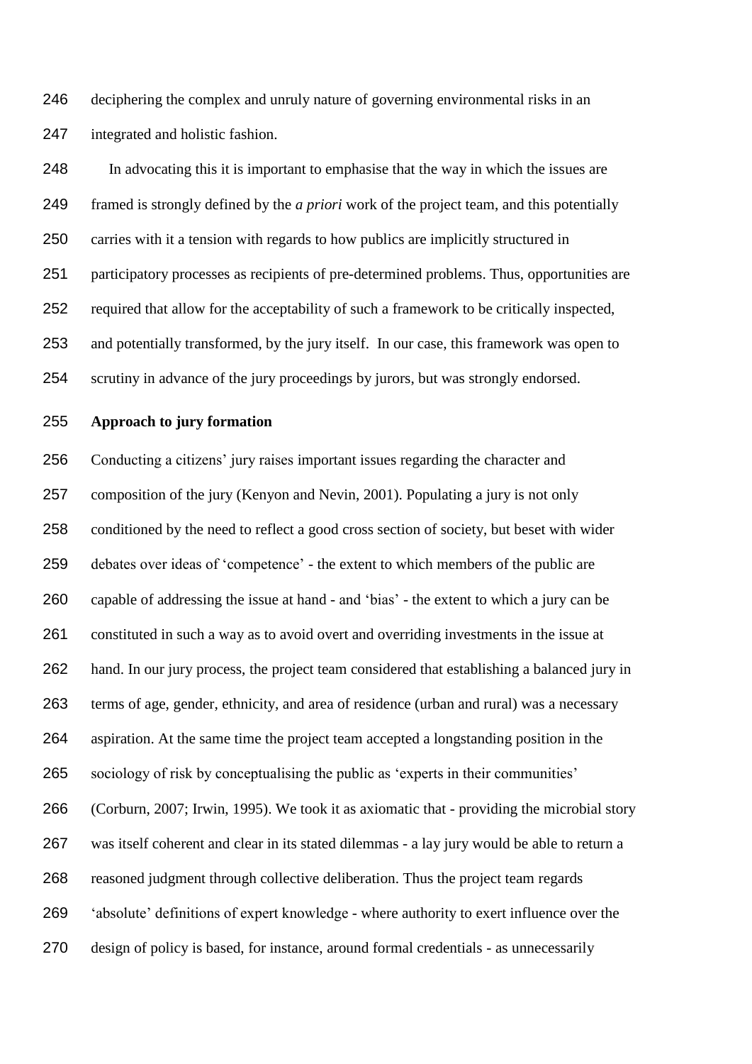deciphering the complex and unruly nature of governing environmental risks in an integrated and holistic fashion.

In advocating this it is important to emphasise that the way in which the issues are framed is strongly defined by the *a priori* work of the project team, and this potentially carries with it a tension with regards to how publics are implicitly structured in participatory processes as recipients of pre-determined problems. Thus, opportunities are required that allow for the acceptability of such a framework to be critically inspected, and potentially transformed, by the jury itself. In our case, this framework was open to scrutiny in advance of the jury proceedings by jurors, but was strongly endorsed.

**Approach to jury formation**

Conducting a citizens' jury raises important issues regarding the character and composition of the jury (Kenyon and Nevin, 2001). Populating a jury is not only conditioned by the need to reflect a good cross section of society, but beset with wider debates over ideas of 'competence' - the extent to which members of the public are capable of addressing the issue at hand - and 'bias' - the extent to which a jury can be constituted in such a way as to avoid overt and overriding investments in the issue at hand. In our jury process, the project team considered that establishing a balanced jury in terms of age, gender, ethnicity, and area of residence (urban and rural) was a necessary aspiration. At the same time the project team accepted a longstanding position in the sociology of risk by conceptualising the public as 'experts in their communities' (Corburn, 2007; Irwin, 1995). We took it as axiomatic that - providing the microbial story was itself coherent and clear in its stated dilemmas - a lay jury would be able to return a reasoned judgment through collective deliberation. Thus the project team regards 'absolute' definitions of expert knowledge - where authority to exert influence over the design of policy is based, for instance, around formal credentials - as unnecessarily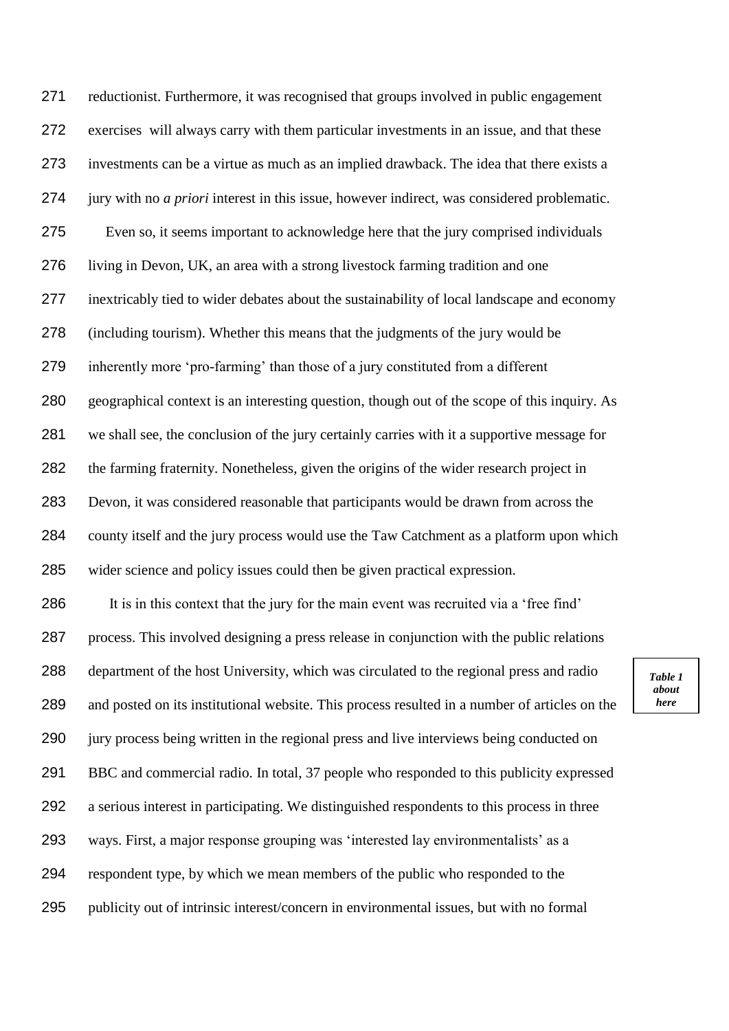reductionist. Furthermore, it was recognised that groups involved in public engagement exercises will always carry with them particular investments in an issue, and that these investments can be a virtue as much as an implied drawback. The idea that there exists a jury with no *a priori* interest in this issue, however indirect, was considered problematic.

Even so, it seems important to acknowledge here that the jury comprised individuals living in Devon, UK, an area with a strong livestock farming tradition and one inextricably tied to wider debates about the sustainability of local landscape and economy (including tourism). Whether this means that the judgments of the jury would be inherently more 'pro-farming' than those of a jury constituted from a different geographical context is an interesting question, though out of the scope of this inquiry. As we shall see, the conclusion of the jury certainly carries with it a supportive message for the farming fraternity. Nonetheless, given the origins of the wider research project in Devon, it was considered reasonable that participants would be drawn from across the county itself and the jury process would use the Taw Catchment as a platform upon which wider science and policy issues could then be given practical expression.

It is in this context that the jury for the main event was recruited via a 'free find' process. This involved designing a press release in conjunction with the public relations department of the host University, which was circulated to the regional press and radio and posted on its institutional website. This process resulted in a number of articles on the jury process being written in the regional press and live interviews being conducted on BBC and commercial radio. In total, 37 people who responded to this publicity expressed a serious interest in participating. We distinguished respondents to this process in three ways. First, a major response grouping was 'interested lay environmentalists' as a respondent type, by which we mean members of the public who responded to the publicity out of intrinsic interest/concern in environmental issues, but with no formal

***Table 1 about here***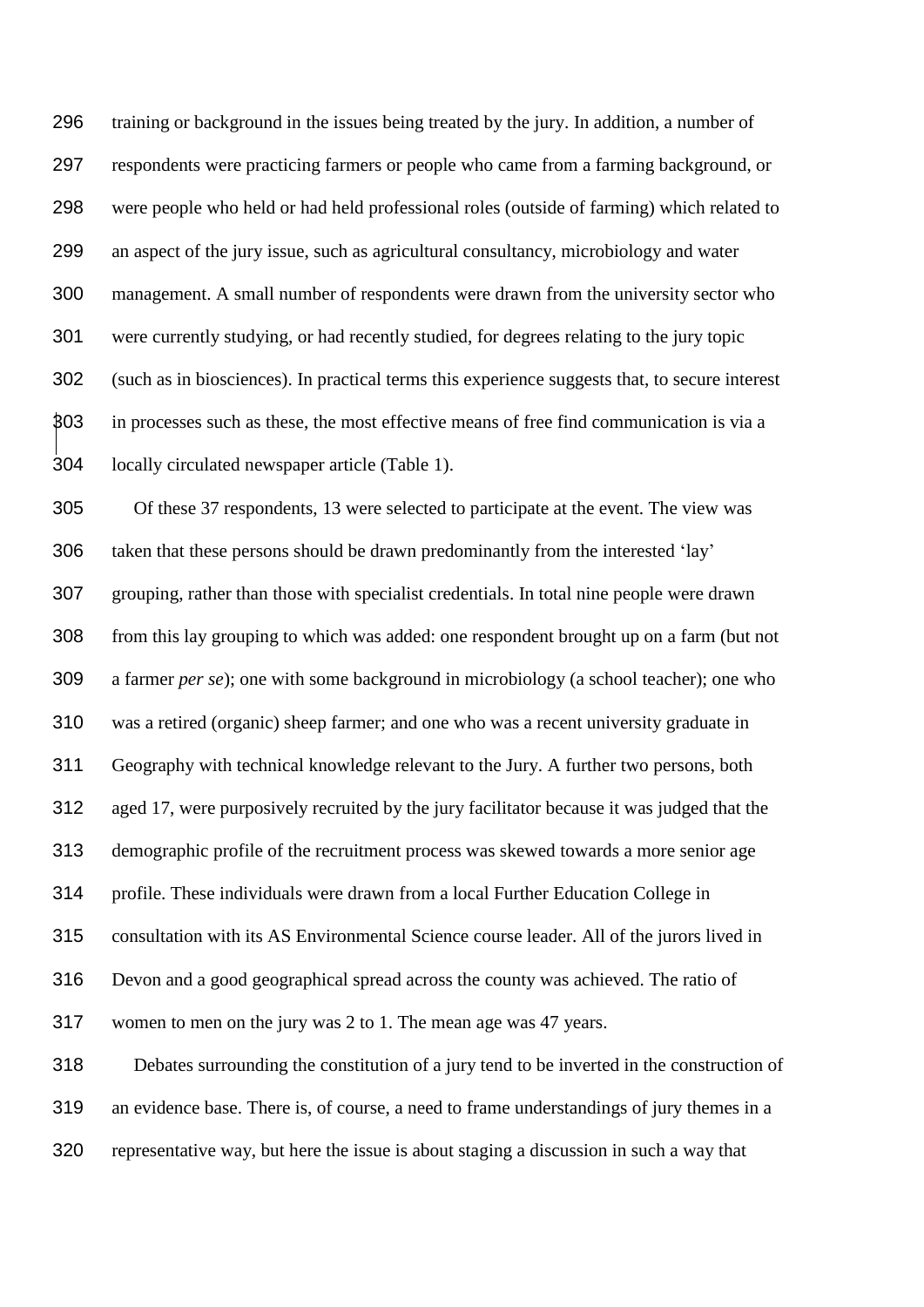training or background in the issues being treated by the jury. In addition, a number of respondents were practicing farmers or people who came from a farming background, or were people who held or had held professional roles (outside of farming) which related to an aspect of the jury issue, such as agricultural consultancy, microbiology and water management. A small number of respondents were drawn from the university sector who were currently studying, or had recently studied, for degrees relating to the jury topic (such as in biosciences). In practical terms this experience suggests that, to secure interest in processes such as these, the most effective means of free find communication is via a locally circulated newspaper article (Table 1).

Of these 37 respondents, 13 were selected to participate at the event. The view was taken that these persons should be drawn predominantly from the interested 'lay' grouping, rather than those with specialist credentials. In total nine people were drawn from this lay grouping to which was added: one respondent brought up on a farm (but not a farmer *per se*); one with some background in microbiology (a school teacher); one who was a retired (organic) sheep farmer; and one who was a recent university graduate in Geography with technical knowledge relevant to the Jury. A further two persons, both aged 17, were purposively recruited by the jury facilitator because it was judged that the demographic profile of the recruitment process was skewed towards a more senior age profile. These individuals were drawn from a local Further Education College in consultation with its AS Environmental Science course leader. All of the jurors lived in Devon and a good geographical spread across the county was achieved. The ratio of women to men on the jury was 2 to 1. The mean age was 47 years.

Debates surrounding the constitution of a jury tend to be inverted in the construction of an evidence base. There is, of course, a need to frame understandings of jury themes in a representative way, but here the issue is about staging a discussion in such a way that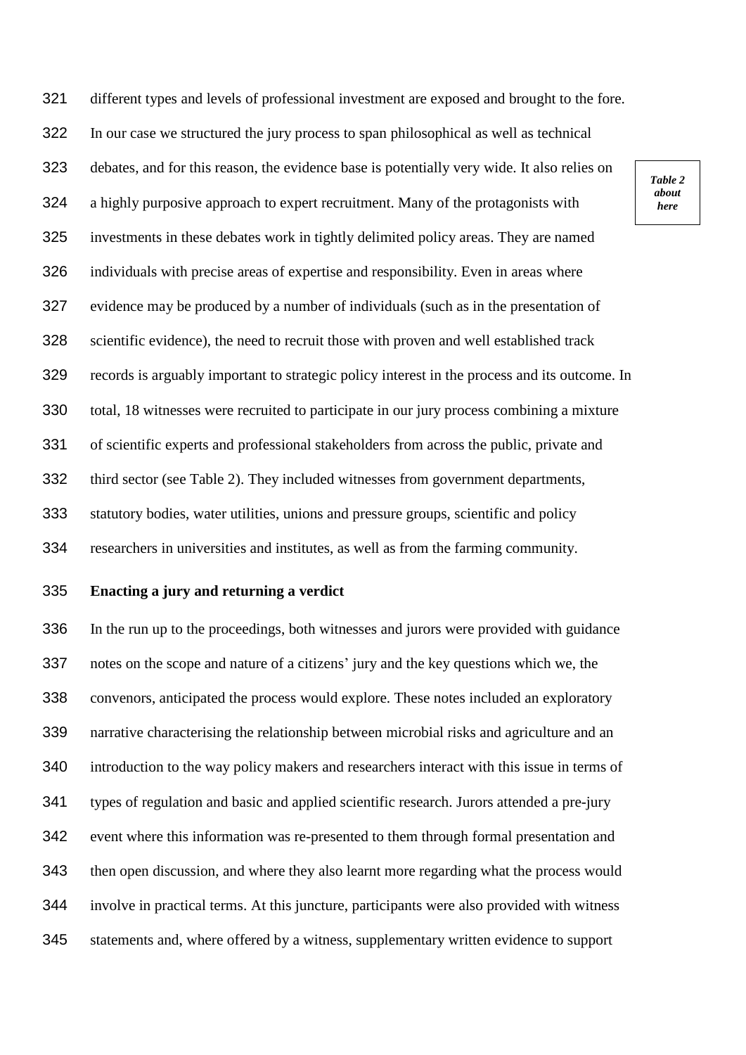different types and levels of professional investment are exposed and brought to the fore. In our case we structured the jury process to span philosophical as well as technical debates, and for this reason, the evidence base is potentially very wide. It also relies on a highly purposive approach to expert recruitment. Many of the protagonists with investments in these debates work in tightly delimited policy areas. They are named individuals with precise areas of expertise and responsibility. Even in areas where evidence may be produced by a number of individuals (such as in the presentation of scientific evidence), the need to recruit those with proven and well established track records is arguably important to strategic policy interest in the process and its outcome. In total, 18 witnesses were recruited to participate in our jury process combining a mixture of scientific experts and professional stakeholders from across the public, private and third sector (see Table 2). They included witnesses from government departments, statutory bodies, water utilities, unions and pressure groups, scientific and policy researchers in universities and institutes, as well as from the farming community.

***Table 2 about here***

**Enacting a jury and returning a verdict**

In the run up to the proceedings, both witnesses and jurors were provided with guidance notes on the scope and nature of a citizens' jury and the key questions which we, the convenors, anticipated the process would explore. These notes included an exploratory narrative characterising the relationship between microbial risks and agriculture and an introduction to the way policy makers and researchers interact with this issue in terms of types of regulation and basic and applied scientific research. Jurors attended a pre-jury event where this information was re-presented to them through formal presentation and then open discussion, and where they also learnt more regarding what the process would involve in practical terms. At this juncture, participants were also provided with witness statements and, where offered by a witness, supplementary written evidence to support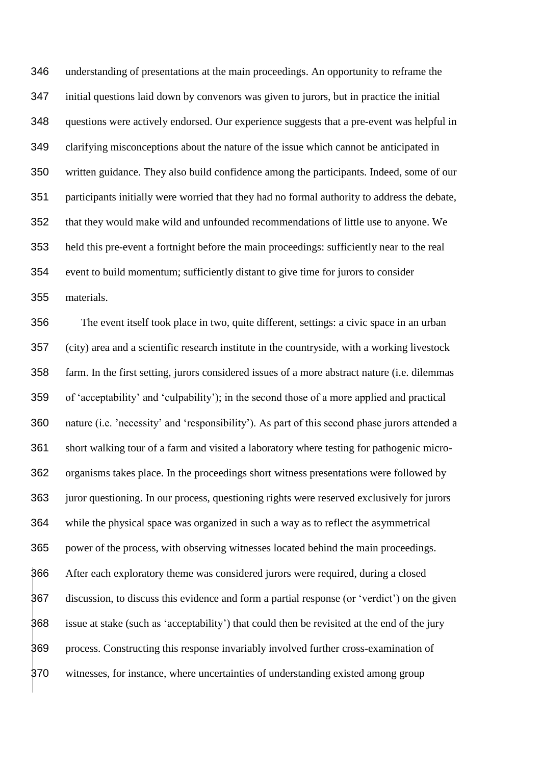understanding of presentations at the main proceedings. An opportunity to reframe the initial questions laid down by convenors was given to jurors, but in practice the initial questions were actively endorsed. Our experience suggests that a pre-event was helpful in clarifying misconceptions about the nature of the issue which cannot be anticipated in written guidance. They also build confidence among the participants. Indeed, some of our participants initially were worried that they had no formal authority to address the debate, that they would make wild and unfounded recommendations of little use to anyone. We held this pre-event a fortnight before the main proceedings: sufficiently near to the real event to build momentum; sufficiently distant to give time for jurors to consider materials.

The event itself took place in two, quite different, settings: a civic space in an urban (city) area and a scientific research institute in the countryside, with a working livestock farm. In the first setting, jurors considered issues of a more abstract nature (i.e. dilemmas of 'acceptability' and 'culpability'); in the second those of a more applied and practical nature (i.e. 'necessity' and 'responsibility'). As part of this second phase jurors attended a short walking tour of a farm and visited a laboratory where testing for pathogenic micro-organisms takes place. In the proceedings short witness presentations were followed by juror questioning. In our process, questioning rights were reserved exclusively for jurors while the physical space was organized in such a way as to reflect the asymmetrical power of the process, with observing witnesses located behind the main proceedings. After each exploratory theme was considered jurors were required, during a closed discussion, to discuss this evidence and form a partial response (or 'verdict') on the given issue at stake (such as 'acceptability') that could then be revisited at the end of the jury process. Constructing this response invariably involved further cross-examination of witnesses, for instance, where uncertainties of understanding existed among group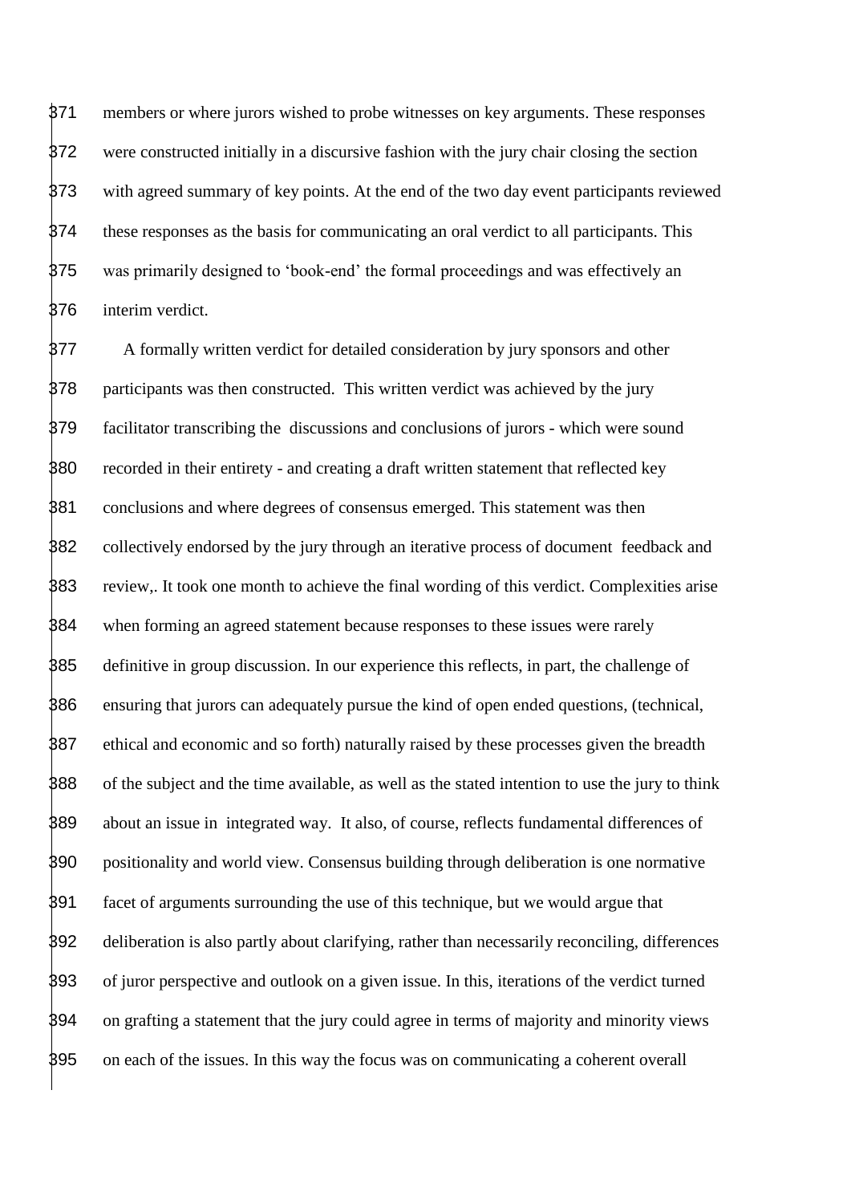members or where jurors wished to probe witnesses on key arguments. These responses were constructed initially in a discursive fashion with the jury chair closing the section with agreed summary of key points. At the end of the two day event participants reviewed these responses as the basis for communicating an oral verdict to all participants. This was primarily designed to 'book-end' the formal proceedings and was effectively an interim verdict.

A formally written verdict for detailed consideration by jury sponsors and other participants was then constructed. This written verdict was achieved by the jury facilitator transcribing the discussions and conclusions of jurors - which were sound recorded in their entirety - and creating a draft written statement that reflected key conclusions and where degrees of consensus emerged. This statement was then collectively endorsed by the jury through an iterative process of document feedback and review,. It took one month to achieve the final wording of this verdict. Complexities arise when forming an agreed statement because responses to these issues were rarely definitive in group discussion. In our experience this reflects, in part, the challenge of ensuring that jurors can adequately pursue the kind of open ended questions, (technical, ethical and economic and so forth) naturally raised by these processes given the breadth of the subject and the time available, as well as the stated intention to use the jury to think about an issue in integrated way. It also, of course, reflects fundamental differences of positionality and world view. Consensus building through deliberation is one normative facet of arguments surrounding the use of this technique, but we would argue that deliberation is also partly about clarifying, rather than necessarily reconciling, differences of juror perspective and outlook on a given issue. In this, iterations of the verdict turned on grafting a statement that the jury could agree in terms of majority and minority views on each of the issues. In this way the focus was on communicating a coherent overall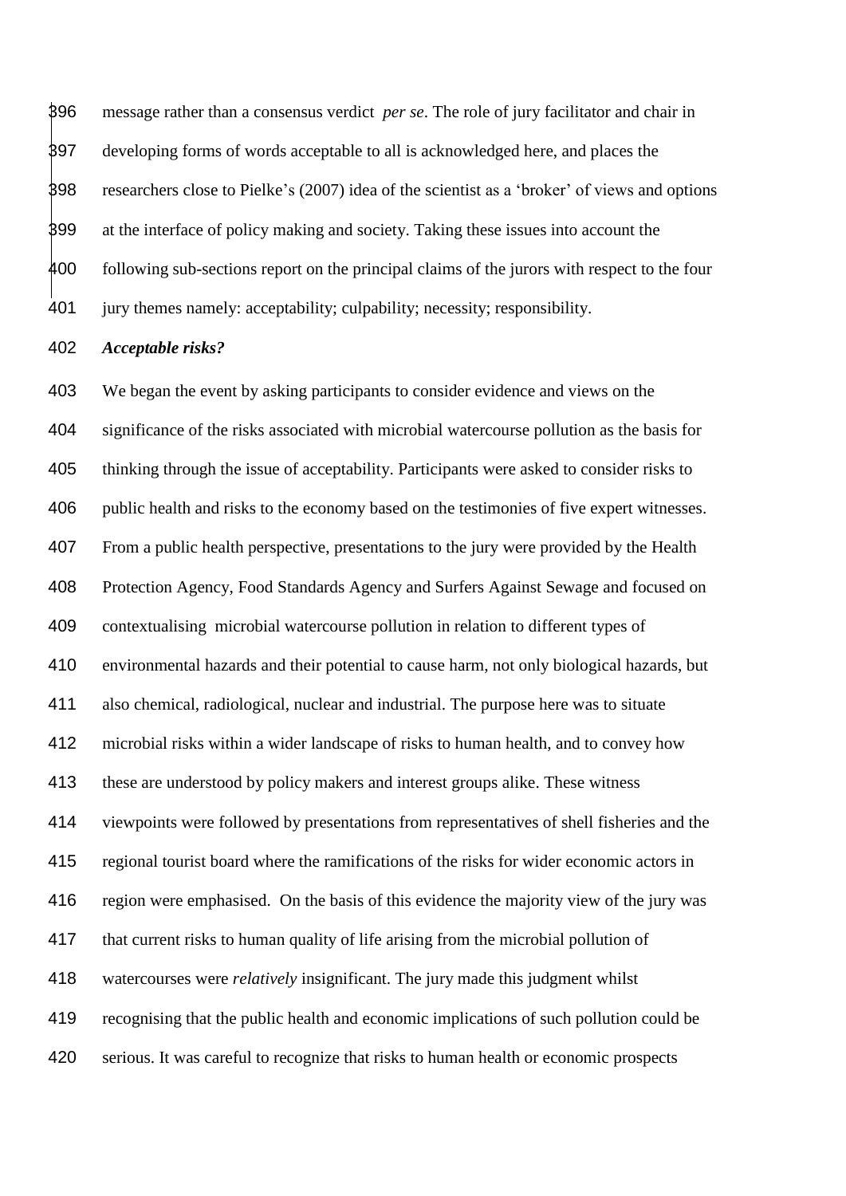message rather than a consensus verdict *per se*. The role of jury facilitator and chair in developing forms of words acceptable to all is acknowledged here, and places the researchers close to Pielke's (2007) idea of the scientist as a 'broker' of views and options at the interface of policy making and society. Taking these issues into account the following sub-sections report on the principal claims of the jurors with respect to the four jury themes namely: acceptability; culpability; necessity; responsibility.

***Acceptable risks?***

We began the event by asking participants to consider evidence and views on the significance of the risks associated with microbial watercourse pollution as the basis for thinking through the issue of acceptability. Participants were asked to consider risks to public health and risks to the economy based on the testimonies of five expert witnesses. From a public health perspective, presentations to the jury were provided by the Health Protection Agency, Food Standards Agency and Surfers Against Sewage and focused on contextualising microbial watercourse pollution in relation to different types of environmental hazards and their potential to cause harm, not only biological hazards, but also chemical, radiological, nuclear and industrial. The purpose here was to situate microbial risks within a wider landscape of risks to human health, and to convey how these are understood by policy makers and interest groups alike. These witness viewpoints were followed by presentations from representatives of shell fisheries and the regional tourist board where the ramifications of the risks for wider economic actors in region were emphasised. On the basis of this evidence the majority view of the jury was that current risks to human quality of life arising from the microbial pollution of watercourses were *relatively* insignificant. The jury made this judgment whilst recognising that the public health and economic implications of such pollution could be serious. It was careful to recognize that risks to human health or economic prospects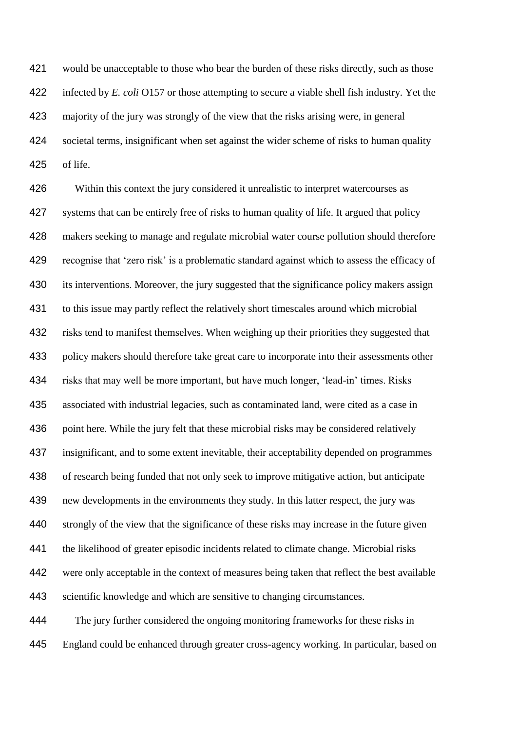would be unacceptable to those who bear the burden of these risks directly, such as those infected by *E. coli* O157 or those attempting to secure a viable shell fish industry. Yet the majority of the jury was strongly of the view that the risks arising were, in general societal terms, insignificant when set against the wider scheme of risks to human quality of life.

Within this context the jury considered it unrealistic to interpret watercourses as systems that can be entirely free of risks to human quality of life. It argued that policy makers seeking to manage and regulate microbial water course pollution should therefore recognise that 'zero risk' is a problematic standard against which to assess the efficacy of its interventions. Moreover, the jury suggested that the significance policy makers assign to this issue may partly reflect the relatively short timescales around which microbial risks tend to manifest themselves. When weighing up their priorities they suggested that policy makers should therefore take great care to incorporate into their assessments other risks that may well be more important, but have much longer, 'lead-in' times. Risks associated with industrial legacies, such as contaminated land, were cited as a case in point here. While the jury felt that these microbial risks may be considered relatively insignificant, and to some extent inevitable, their acceptability depended on programmes of research being funded that not only seek to improve mitigative action, but anticipate new developments in the environments they study. In this latter respect, the jury was strongly of the view that the significance of these risks may increase in the future given the likelihood of greater episodic incidents related to climate change. Microbial risks were only acceptable in the context of measures being taken that reflect the best available scientific knowledge and which are sensitive to changing circumstances.

The jury further considered the ongoing monitoring frameworks for these risks in England could be enhanced through greater cross-agency working. In particular, based on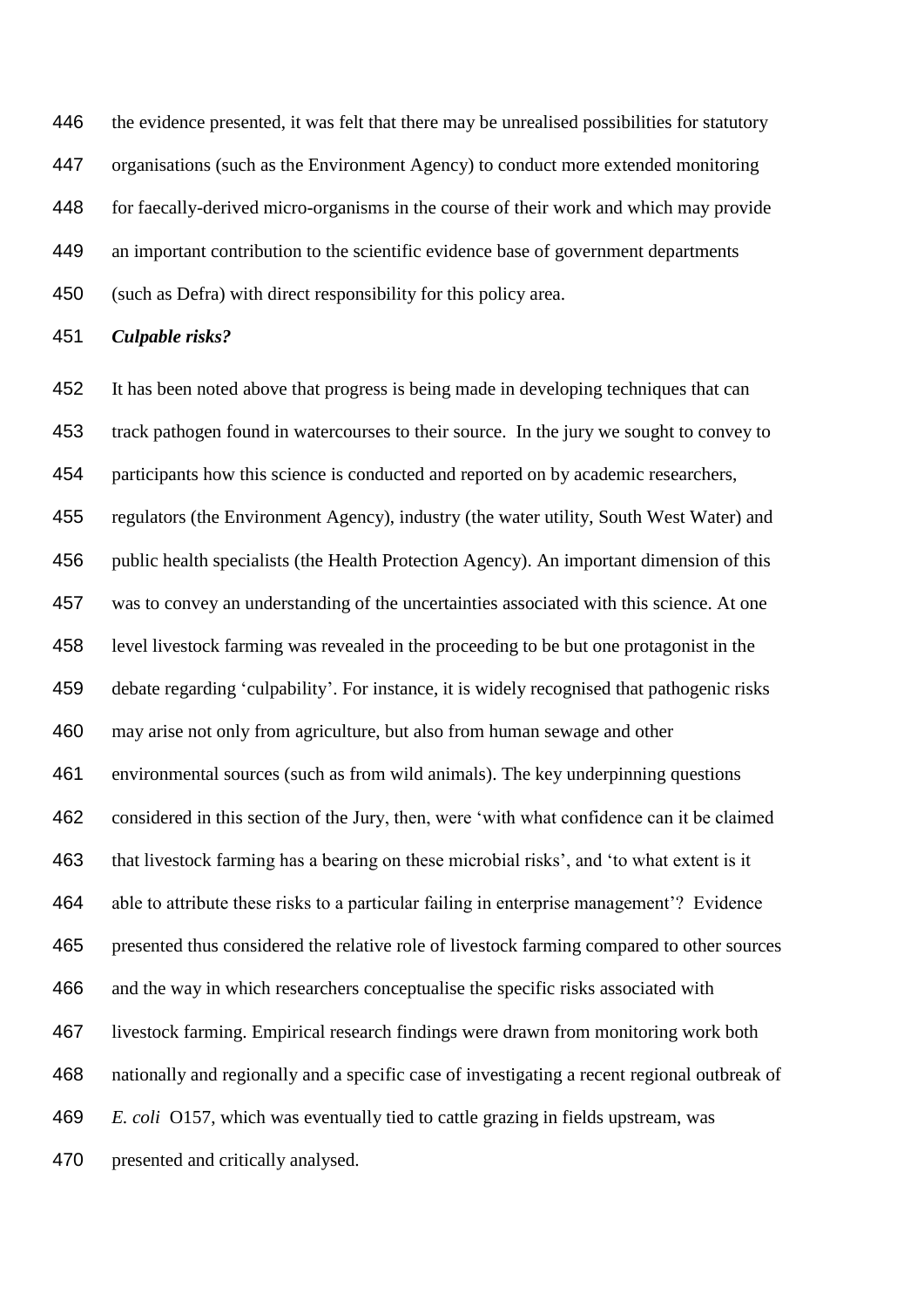the evidence presented, it was felt that there may be unrealised possibilities for statutory organisations (such as the Environment Agency) to conduct more extended monitoring for faecally-derived micro-organisms in the course of their work and which may provide an important contribution to the scientific evidence base of government departments (such as Defra) with direct responsibility for this policy area.

***Culpable risks?***

It has been noted above that progress is being made in developing techniques that can track pathogen found in watercourses to their source. In the jury we sought to convey to participants how this science is conducted and reported on by academic researchers, regulators (the Environment Agency), industry (the water utility, South West Water) and public health specialists (the Health Protection Agency). An important dimension of this was to convey an understanding of the uncertainties associated with this science. At one level livestock farming was revealed in the proceeding to be but one protagonist in the debate regarding 'culpability'. For instance, it is widely recognised that pathogenic risks may arise not only from agriculture, but also from human sewage and other environmental sources (such as from wild animals). The key underpinning questions considered in this section of the Jury, then, were 'with what confidence can it be claimed that livestock farming has a bearing on these microbial risks', and 'to what extent is it able to attribute these risks to a particular failing in enterprise management'? Evidence presented thus considered the relative role of livestock farming compared to other sources and the way in which researchers conceptualise the specific risks associated with livestock farming. Empirical research findings were drawn from monitoring work both nationally and regionally and a specific case of investigating a recent regional outbreak of *E. coli* O157, which was eventually tied to cattle grazing in fields upstream, was presented and critically analysed.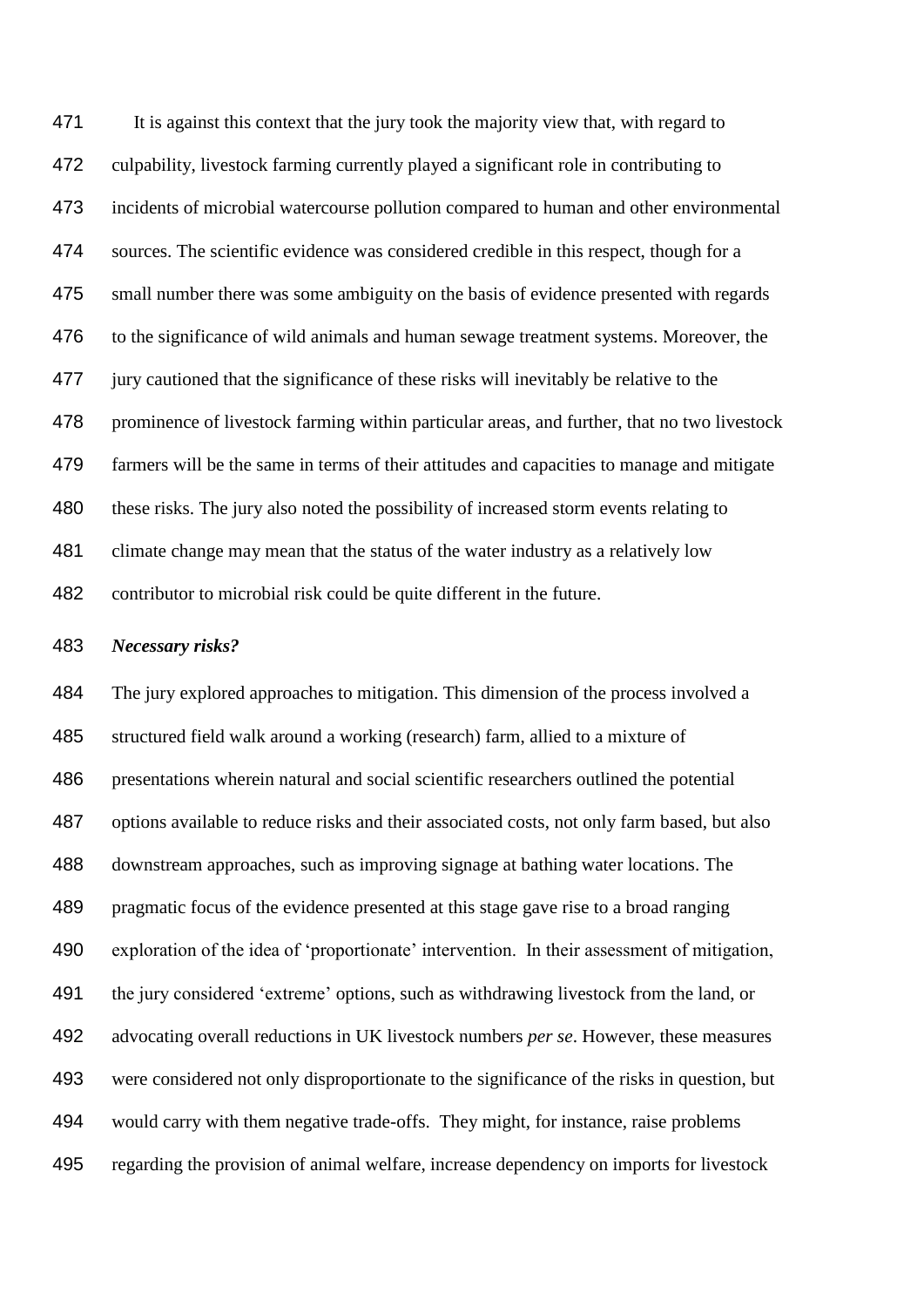It is against this context that the jury took the majority view that, with regard to culpability, livestock farming currently played a significant role in contributing to incidents of microbial watercourse pollution compared to human and other environmental sources. The scientific evidence was considered credible in this respect, though for a small number there was some ambiguity on the basis of evidence presented with regards to the significance of wild animals and human sewage treatment systems. Moreover, the jury cautioned that the significance of these risks will inevitably be relative to the prominence of livestock farming within particular areas, and further, that no two livestock farmers will be the same in terms of their attitudes and capacities to manage and mitigate these risks. The jury also noted the possibility of increased storm events relating to climate change may mean that the status of the water industry as a relatively low contributor to microbial risk could be quite different in the future.

***Necessary risks?***

The jury explored approaches to mitigation. This dimension of the process involved a structured field walk around a working (research) farm, allied to a mixture of presentations wherein natural and social scientific researchers outlined the potential options available to reduce risks and their associated costs, not only farm based, but also downstream approaches, such as improving signage at bathing water locations. The pragmatic focus of the evidence presented at this stage gave rise to a broad ranging exploration of the idea of 'proportionate' intervention. In their assessment of mitigation, the jury considered 'extreme' options, such as withdrawing livestock from the land, or advocating overall reductions in UK livestock numbers *per se*. However, these measures were considered not only disproportionate to the significance of the risks in question, but would carry with them negative trade-offs. They might, for instance, raise problems regarding the provision of animal welfare, increase dependency on imports for livestock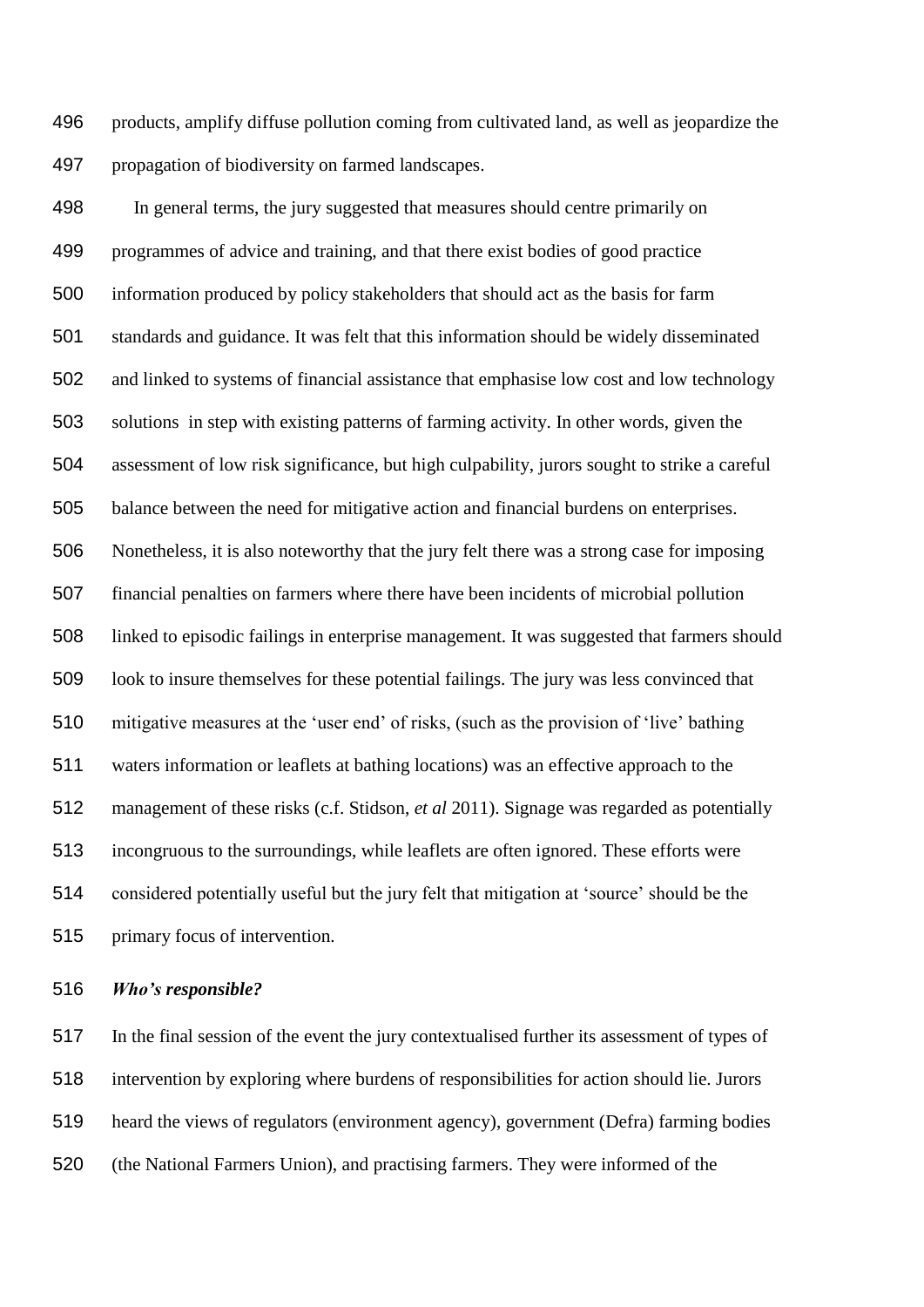products, amplify diffuse pollution coming from cultivated land, as well as jeopardize the propagation of biodiversity on farmed landscapes.

In general terms, the jury suggested that measures should centre primarily on programmes of advice and training, and that there exist bodies of good practice information produced by policy stakeholders that should act as the basis for farm standards and guidance. It was felt that this information should be widely disseminated and linked to systems of financial assistance that emphasise low cost and low technology solutions in step with existing patterns of farming activity. In other words, given the assessment of low risk significance, but high culpability, jurors sought to strike a careful balance between the need for mitigative action and financial burdens on enterprises. Nonetheless, it is also noteworthy that the jury felt there was a strong case for imposing financial penalties on farmers where there have been incidents of microbial pollution linked to episodic failings in enterprise management. It was suggested that farmers should look to insure themselves for these potential failings. The jury was less convinced that mitigative measures at the 'user end' of risks, (such as the provision of 'live' bathing waters information or leaflets at bathing locations) was an effective approach to the management of these risks (c.f. Stidson, *et al* 2011). Signage was regarded as potentially incongruous to the surroundings, while leaflets are often ignored. These efforts were considered potentially useful but the jury felt that mitigation at 'source' should be the primary focus of intervention.

***Who's responsible?***

In the final session of the event the jury contextualised further its assessment of types of intervention by exploring where burdens of responsibilities for action should lie. Jurors heard the views of regulators (environment agency), government (Defra) farming bodies (the National Farmers Union), and practising farmers. They were informed of the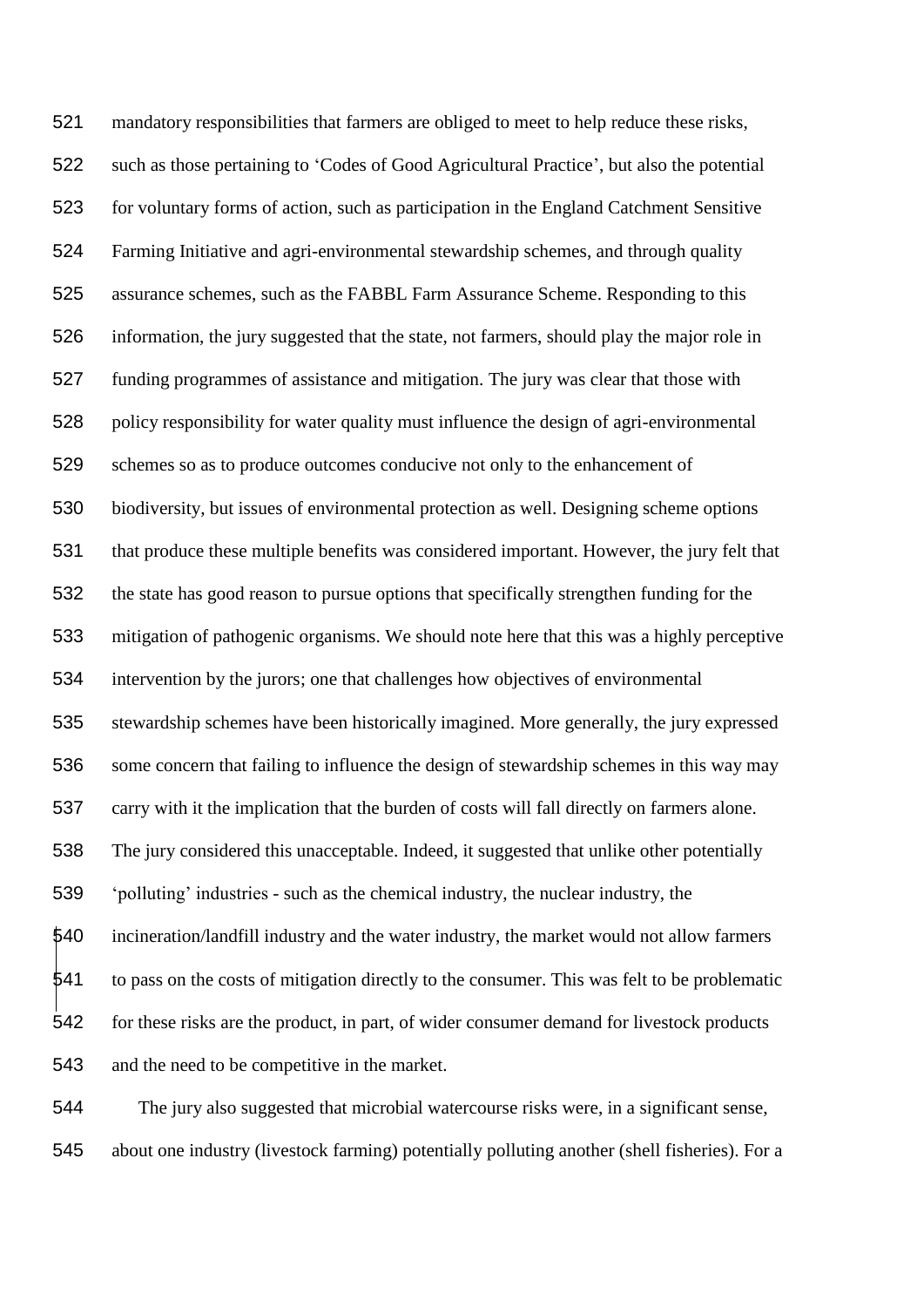mandatory responsibilities that farmers are obliged to meet to help reduce these risks, such as those pertaining to 'Codes of Good Agricultural Practice', but also the potential for voluntary forms of action, such as participation in the England Catchment Sensitive Farming Initiative and agri-environmental stewardship schemes, and through quality assurance schemes, such as the FABBL Farm Assurance Scheme. Responding to this information, the jury suggested that the state, not farmers, should play the major role in funding programmes of assistance and mitigation. The jury was clear that those with policy responsibility for water quality must influence the design of agri-environmental schemes so as to produce outcomes conducive not only to the enhancement of biodiversity, but issues of environmental protection as well. Designing scheme options that produce these multiple benefits was considered important. However, the jury felt that the state has good reason to pursue options that specifically strengthen funding for the mitigation of pathogenic organisms. We should note here that this was a highly perceptive intervention by the jurors; one that challenges how objectives of environmental stewardship schemes have been historically imagined. More generally, the jury expressed some concern that failing to influence the design of stewardship schemes in this way may carry with it the implication that the burden of costs will fall directly on farmers alone. The jury considered this unacceptable. Indeed, it suggested that unlike other potentially 'polluting' industries - such as the chemical industry, the nuclear industry, the incineration/landfill industry and the water industry, the market would not allow farmers to pass on the costs of mitigation directly to the consumer. This was felt to be problematic for these risks are the product, in part, of wider consumer demand for livestock products and the need to be competitive in the market.

The jury also suggested that microbial watercourse risks were, in a significant sense, about one industry (livestock farming) potentially polluting another (shell fisheries). For a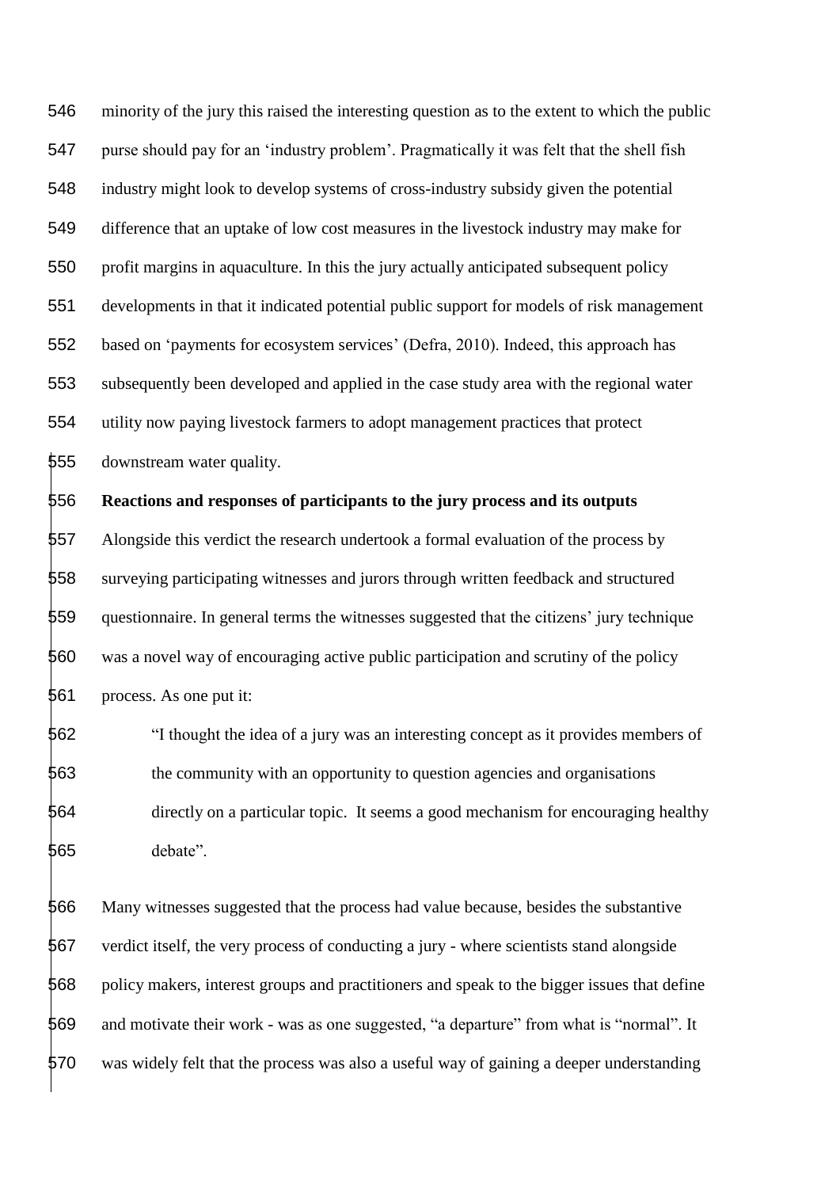minority of the jury this raised the interesting question as to the extent to which the public purse should pay for an 'industry problem'. Pragmatically it was felt that the shell fish industry might look to develop systems of cross-industry subsidy given the potential difference that an uptake of low cost measures in the livestock industry may make for profit margins in aquaculture. In this the jury actually anticipated subsequent policy developments in that it indicated potential public support for models of risk management based on 'payments for ecosystem services' (Defra, 2010). Indeed, this approach has subsequently been developed and applied in the case study area with the regional water utility now paying livestock farmers to adopt management practices that protect downstream water quality.

**Reactions and responses of participants to the jury process and its outputs**

Alongside this verdict the research undertook a formal evaluation of the process by surveying participating witnesses and jurors through written feedback and structured questionnaire. In general terms the witnesses suggested that the citizens' jury technique was a novel way of encouraging active public participation and scrutiny of the policy process. As one put it:

> "I thought the idea of a jury was an interesting concept as it provides members of the community with an opportunity to question agencies and organisations directly on a particular topic. It seems a good mechanism for encouraging healthy debate".

Many witnesses suggested that the process had value because, besides the substantive verdict itself, the very process of conducting a jury - where scientists stand alongside policy makers, interest groups and practitioners and speak to the bigger issues that define and motivate their work - was as one suggested, "a departure" from what is "normal". It was widely felt that the process was also a useful way of gaining a deeper understanding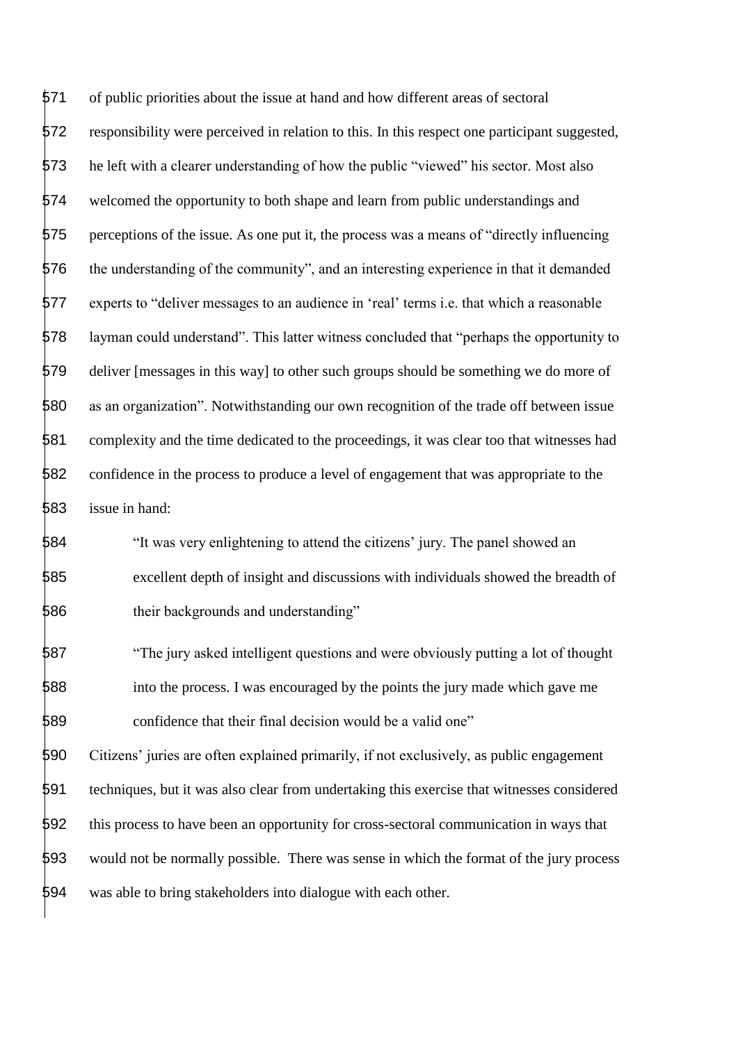of public priorities about the issue at hand and how different areas of sectoral responsibility were perceived in relation to this. In this respect one participant suggested, he left with a clearer understanding of how the public "viewed" his sector. Most also welcomed the opportunity to both shape and learn from public understandings and perceptions of the issue. As one put it, the process was a means of "directly influencing the understanding of the community", and an interesting experience in that it demanded experts to "deliver messages to an audience in 'real' terms i.e. that which a reasonable layman could understand". This latter witness concluded that "perhaps the opportunity to deliver [messages in this way] to other such groups should be something we do more of as an organization". Notwithstanding our own recognition of the trade off between issue complexity and the time dedicated to the proceedings, it was clear too that witnesses had confidence in the process to produce a level of engagement that was appropriate to the issue in hand:

> "It was very enlightening to attend the citizens' jury. The panel showed an excellent depth of insight and discussions with individuals showed the breadth of their backgrounds and understanding"

> "The jury asked intelligent questions and were obviously putting a lot of thought into the process. I was encouraged by the points the jury made which gave me confidence that their final decision would be a valid one"

Citizens' juries are often explained primarily, if not exclusively, as public engagement techniques, but it was also clear from undertaking this exercise that witnesses considered this process to have been an opportunity for cross-sectoral communication in ways that would not be normally possible. There was sense in which the format of the jury process was able to bring stakeholders into dialogue with each other.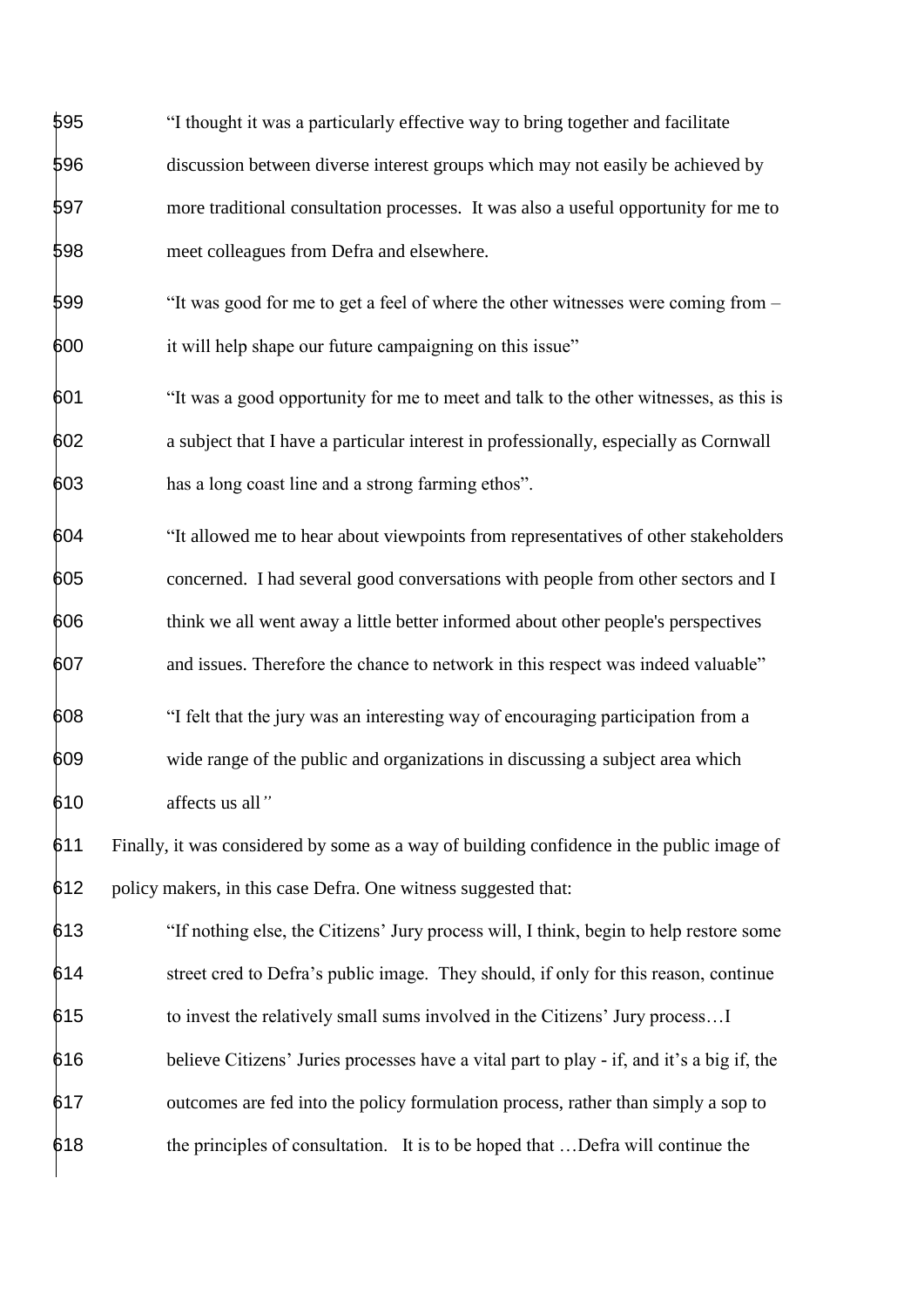> "I thought it was a particularly effective way to bring together and facilitate discussion between diverse interest groups which may not easily be achieved by more traditional consultation processes. It was also a useful opportunity for me to meet colleagues from Defra and elsewhere.

> "It was good for me to get a feel of where the other witnesses were coming from – it will help shape our future campaigning on this issue"

> "It was a good opportunity for me to meet and talk to the other witnesses, as this is a subject that I have a particular interest in professionally, especially as Cornwall has a long coast line and a strong farming ethos".

> "It allowed me to hear about viewpoints from representatives of other stakeholders concerned. I had several good conversations with people from other sectors and I think we all went away a little better informed about other people's perspectives and issues. Therefore the chance to network in this respect was indeed valuable"

> "I felt that the jury was an interesting way of encouraging participation from a wide range of the public and organizations in discussing a subject area which affects us all*"*

Finally, it was considered by some as a way of building confidence in the public image of policy makers, in this case Defra. One witness suggested that:

> "If nothing else, the Citizens' Jury process will, I think, begin to help restore some street cred to Defra's public image. They should, if only for this reason, continue to invest the relatively small sums involved in the Citizens' Jury process…I believe Citizens' Juries processes have a vital part to play - if, and it's a big if, the outcomes are fed into the policy formulation process, rather than simply a sop to the principles of consultation. It is to be hoped that …Defra will continue the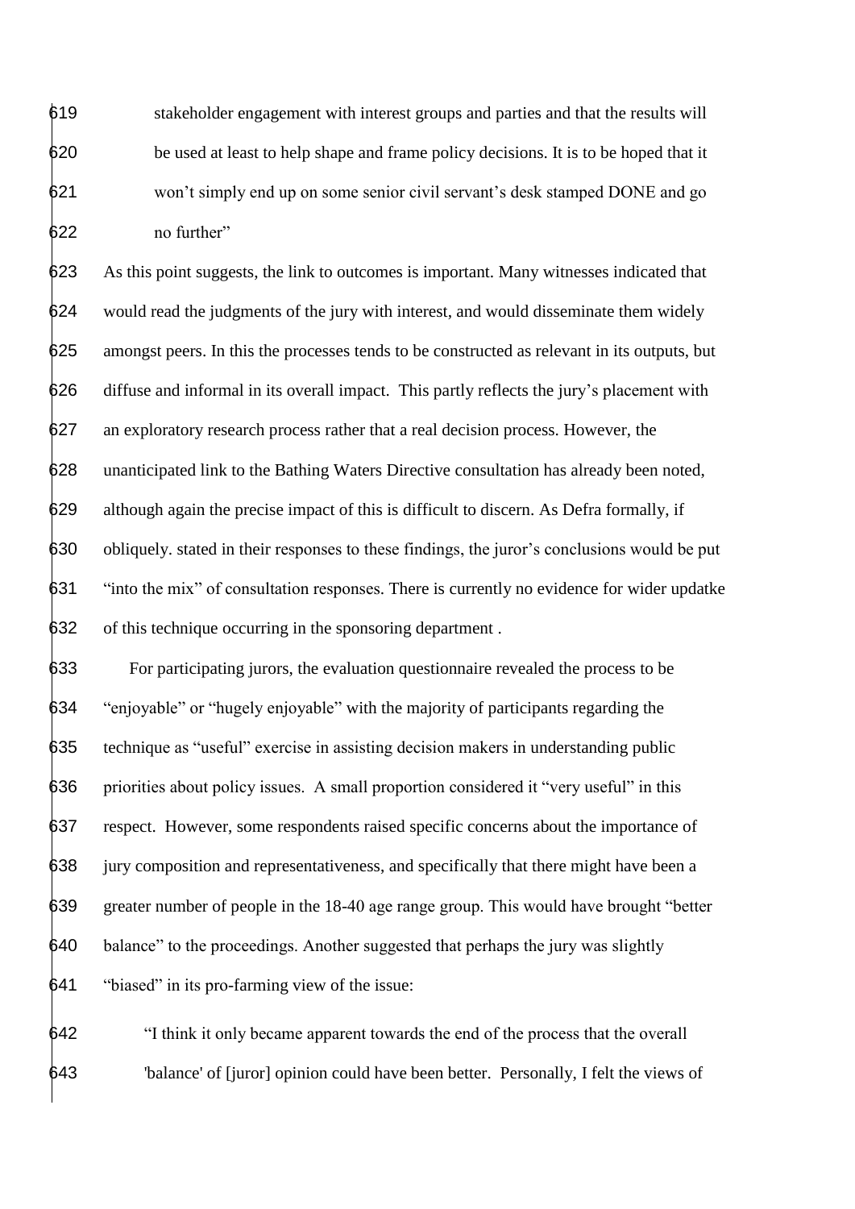stakeholder engagement with interest groups and parties and that the results will be used at least to help shape and frame policy decisions. It is to be hoped that it won't simply end up on some senior civil servant's desk stamped DONE and go no further"

As this point suggests, the link to outcomes is important. Many witnesses indicated that would read the judgments of the jury with interest, and would disseminate them widely amongst peers. In this the processes tends to be constructed as relevant in its outputs, but diffuse and informal in its overall impact. This partly reflects the jury's placement with an exploratory research process rather that a real decision process. However, the unanticipated link to the Bathing Waters Directive consultation has already been noted, although again the precise impact of this is difficult to discern. As Defra formally, if obliquely. stated in their responses to these findings, the juror's conclusions would be put "into the mix" of consultation responses. There is currently no evidence for wider updatke of this technique occurring in the sponsoring department .

For participating jurors, the evaluation questionnaire revealed the process to be "enjoyable" or "hugely enjoyable" with the majority of participants regarding the technique as "useful" exercise in assisting decision makers in understanding public priorities about policy issues. A small proportion considered it "very useful" in this respect. However, some respondents raised specific concerns about the importance of jury composition and representativeness, and specifically that there might have been a greater number of people in the 18-40 age range group. This would have brought "better balance" to the proceedings. Another suggested that perhaps the jury was slightly "biased" in its pro-farming view of the issue:

"I think it only became apparent towards the end of the process that the overall 'balance' of [juror] opinion could have been better. Personally, I felt the views of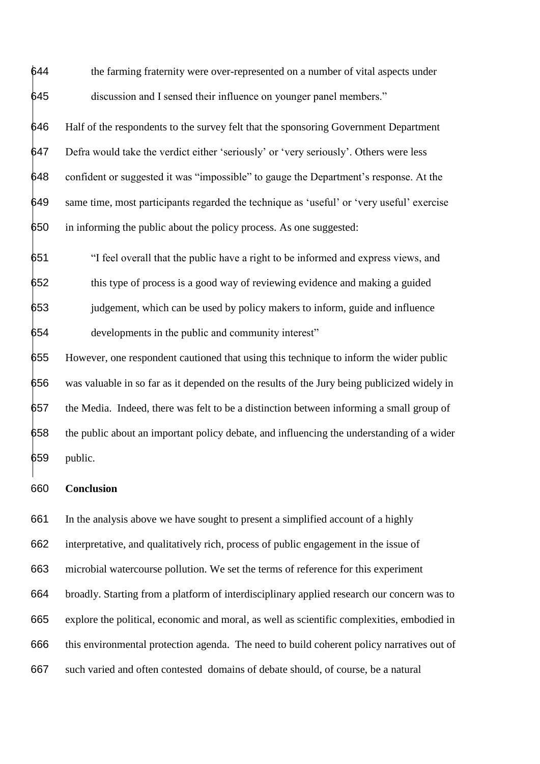the farming fraternity were over-represented on a number of vital aspects under discussion and I sensed their influence on younger panel members."

Half of the respondents to the survey felt that the sponsoring Government Department Defra would take the verdict either 'seriously' or 'very seriously'. Others were less confident or suggested it was "impossible" to gauge the Department's response. At the same time, most participants regarded the technique as 'useful' or 'very useful' exercise in informing the public about the policy process. As one suggested:

> "I feel overall that the public have a right to be informed and express views, and this type of process is a good way of reviewing evidence and making a guided judgement, which can be used by policy makers to inform, guide and influence developments in the public and community interest"

However, one respondent cautioned that using this technique to inform the wider public was valuable in so far as it depended on the results of the Jury being publicized widely in the Media. Indeed, there was felt to be a distinction between informing a small group of the public about an important policy debate, and influencing the understanding of a wider public.

**Conclusion**

In the analysis above we have sought to present a simplified account of a highly interpretative, and qualitatively rich, process of public engagement in the issue of microbial watercourse pollution. We set the terms of reference for this experiment broadly. Starting from a platform of interdisciplinary applied research our concern was to explore the political, economic and moral, as well as scientific complexities, embodied in this environmental protection agenda. The need to build coherent policy narratives out of such varied and often contested domains of debate should, of course, be a natural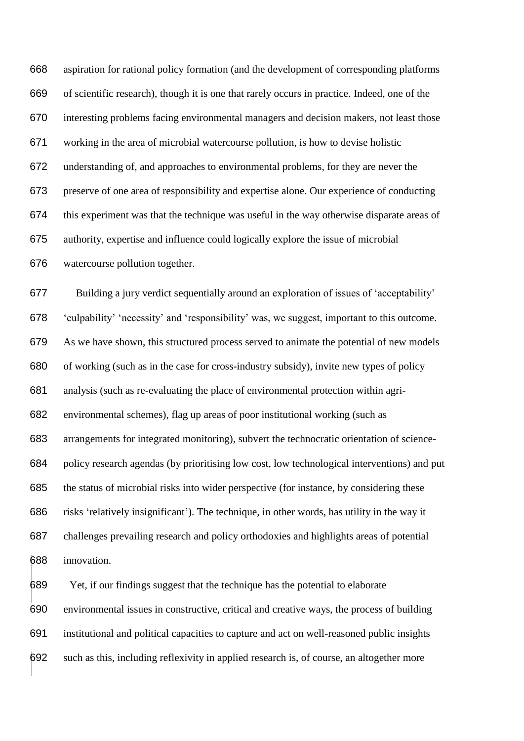aspiration for rational policy formation (and the development of corresponding platforms of scientific research), though it is one that rarely occurs in practice. Indeed, one of the interesting problems facing environmental managers and decision makers, not least those working in the area of microbial watercourse pollution, is how to devise holistic understanding of, and approaches to environmental problems, for they are never the preserve of one area of responsibility and expertise alone. Our experience of conducting this experiment was that the technique was useful in the way otherwise disparate areas of authority, expertise and influence could logically explore the issue of microbial watercourse pollution together.

Building a jury verdict sequentially around an exploration of issues of 'acceptability' 'culpability' 'necessity' and 'responsibility' was, we suggest, important to this outcome. As we have shown, this structured process served to animate the potential of new models of working (such as in the case for cross-industry subsidy), invite new types of policy analysis (such as re-evaluating the place of environmental protection within agri-environmental schemes), flag up areas of poor institutional working (such as arrangements for integrated monitoring), subvert the technocratic orientation of science-policy research agendas (by prioritising low cost, low technological interventions) and put the status of microbial risks into wider perspective (for instance, by considering these risks 'relatively insignificant'). The technique, in other words, has utility in the way it challenges prevailing research and policy orthodoxies and highlights areas of potential innovation.

Yet, if our findings suggest that the technique has the potential to elaborate environmental issues in constructive, critical and creative ways, the process of building institutional and political capacities to capture and act on well-reasoned public insights such as this, including reflexivity in applied research is, of course, an altogether more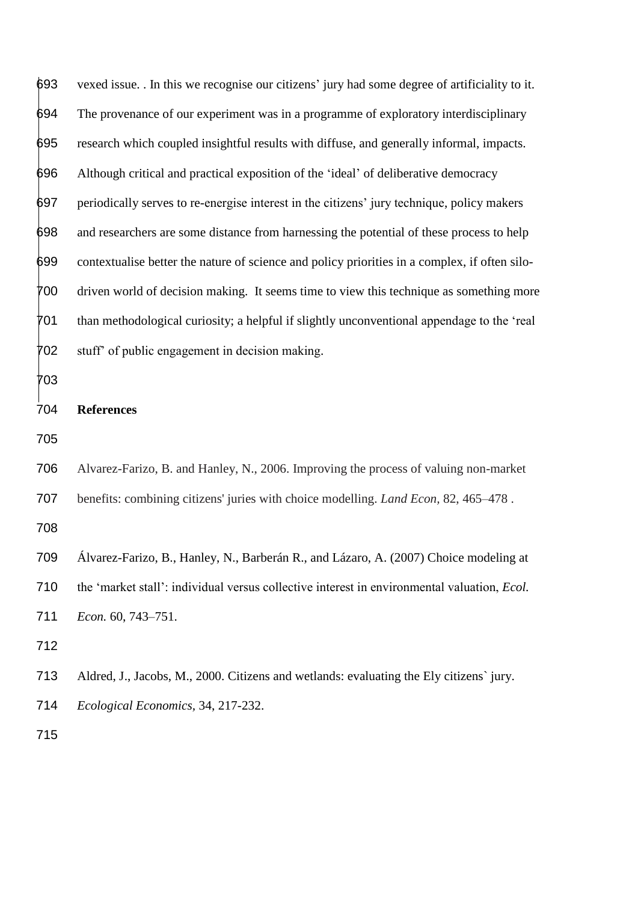vexed issue. . In this we recognise our citizens' jury had some degree of artificiality to it. The provenance of our experiment was in a programme of exploratory interdisciplinary research which coupled insightful results with diffuse, and generally informal, impacts. Although critical and practical exposition of the 'ideal' of deliberative democracy periodically serves to re-energise interest in the citizens' jury technique, policy makers and researchers are some distance from harnessing the potential of these process to help contextualise better the nature of science and policy priorities in a complex, if often silo-driven world of decision making. It seems time to view this technique as something more than methodological curiosity; a helpful if slightly unconventional appendage to the 'real stuff' of public engagement in decision making.

**References**

Alvarez-Farizo, B. and Hanley, N., 2006. Improving the process of valuing non-market benefits: combining citizens' juries with choice modelling. *Land Econ*, 82, 465–478 .

Álvarez-Farizo, B., Hanley, N., Barberán R., and Lázaro, A. (2007) Choice modeling at the 'market stall': individual versus collective interest in environmental valuation, *Ecol. Econ.* 60, 743–751.

Aldred, J., Jacobs, M., 2000. Citizens and wetlands: evaluating the Ely citizens` jury. *Ecological Economics*, 34, 217-232.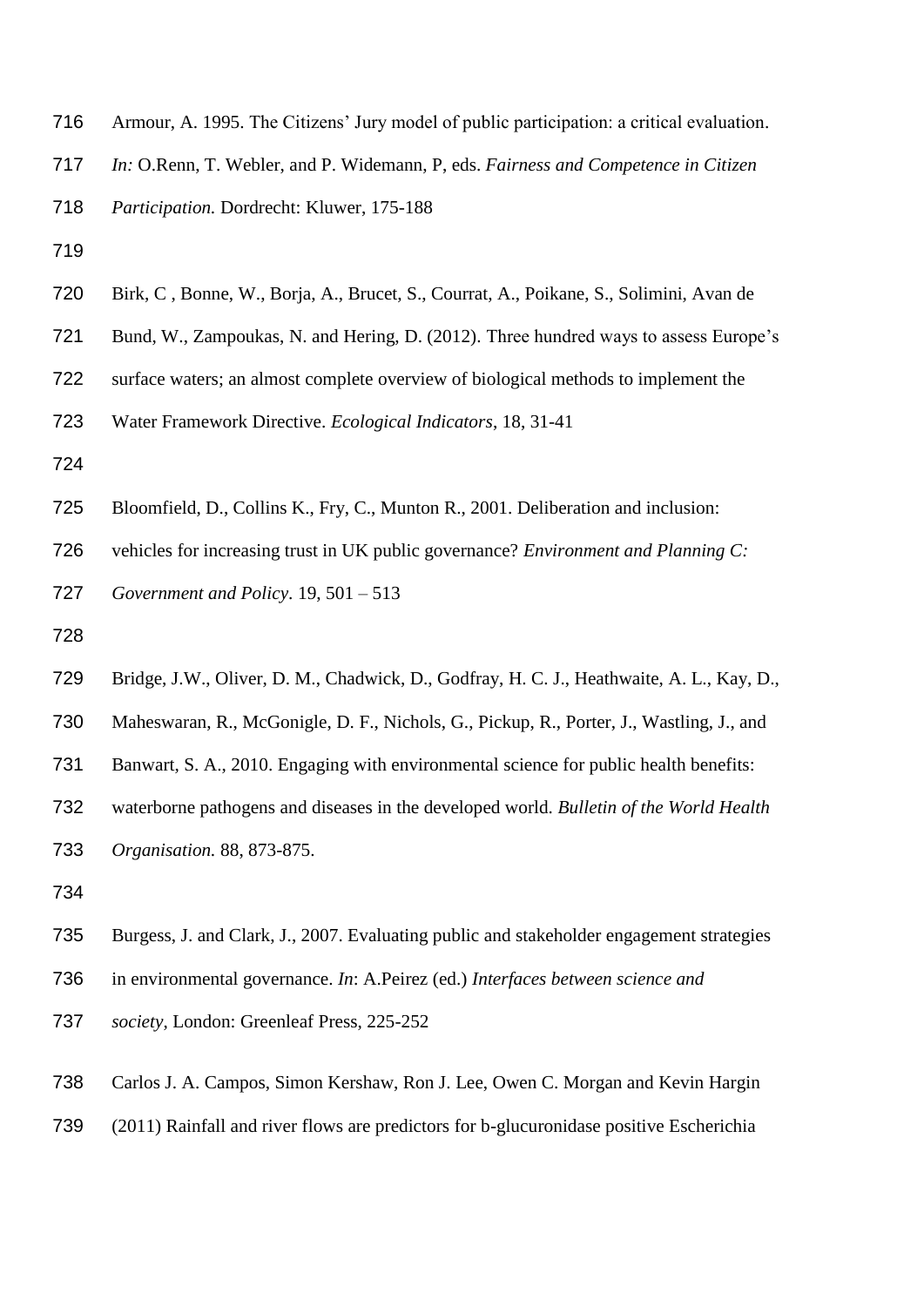Armour, A. 1995. The Citizens' Jury model of public participation: a critical evaluation. *In:* O.Renn, T. Webler, and P. Widemann, P, eds. *Fairness and Competence in Citizen Participation.* Dordrecht: Kluwer, 175-188

Birk, C , Bonne, W., Borja, A., Brucet, S., Courrat, A., Poikane, S., Solimini, Avan de Bund, W., Zampoukas, N. and Hering, D. (2012). Three hundred ways to assess Europe's surface waters; an almost complete overview of biological methods to implement the Water Framework Directive. *Ecological Indicators*, 18, 31-41

Bloomfield, D., Collins K., Fry, C., Munton R., 2001. Deliberation and inclusion: vehicles for increasing trust in UK public governance? *Environment and Planning C: Government and Policy*. 19, 501 – 513

Bridge, J.W., Oliver, D. M., Chadwick, D., Godfray, H. C. J., Heathwaite, A. L., Kay, D., Maheswaran, R., McGonigle, D. F., Nichols, G., Pickup, R., Porter, J., Wastling, J., and Banwart, S. A., 2010. Engaging with environmental science for public health benefits: waterborne pathogens and diseases in the developed world. *Bulletin of the World Health Organisation.* 88, 873-875.

Burgess, J. and Clark, J., 2007. Evaluating public and stakeholder engagement strategies in environmental governance. *In*: A.Peirez (ed.) *Interfaces between science and society*, London: Greenleaf Press, 225-252

Carlos J. A. Campos, Simon Kershaw, Ron J. Lee, Owen C. Morgan and Kevin Hargin (2011) Rainfall and river flows are predictors for b-glucuronidase positive Escherichia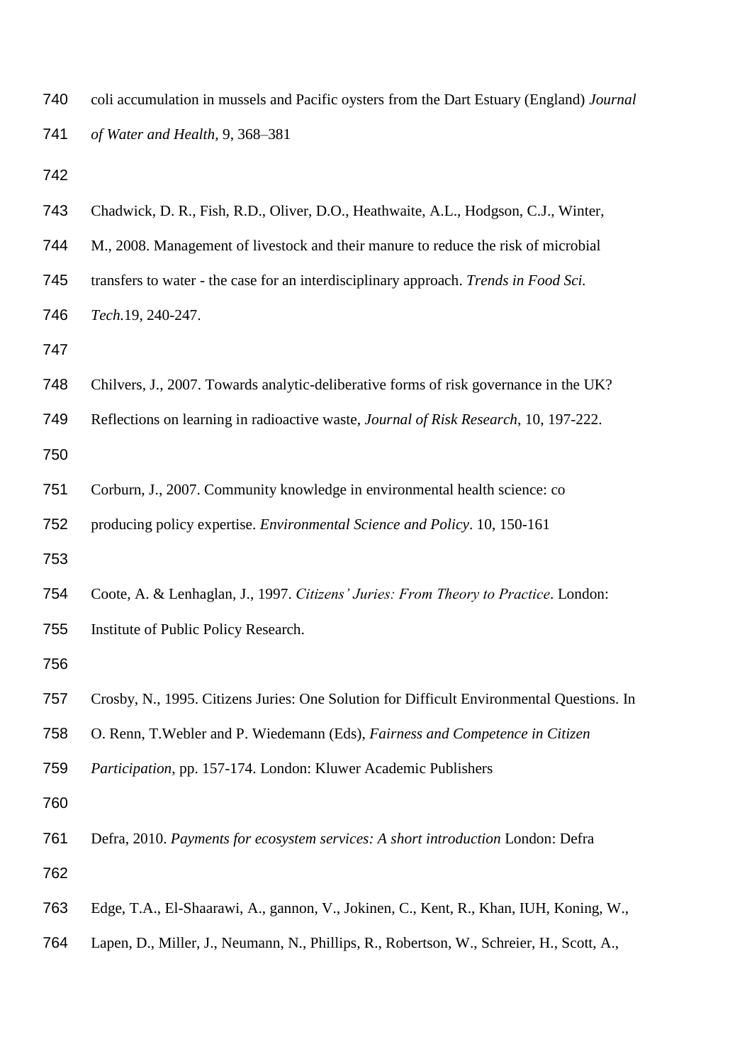coli accumulation in mussels and Pacific oysters from the Dart Estuary (England) *Journal of Water and Health*, 9, 368–381

Chadwick, D. R., Fish, R.D., Oliver, D.O., Heathwaite, A.L., Hodgson, C.J., Winter, M., 2008. Management of livestock and their manure to reduce the risk of microbial transfers to water - the case for an interdisciplinary approach. *Trends in Food Sci. Tech.*19, 240-247.

Chilvers, J., 2007. Towards analytic-deliberative forms of risk governance in the UK? Reflections on learning in radioactive waste, *Journal of Risk Research,* 10, 197-222.

Corburn, J., 2007. Community knowledge in environmental health science: co producing policy expertise. *Environmental Science and Policy*. 10, 150-161

Coote, A. & Lenhaglan, J., 1997. *Citizens' Juries: From Theory to Practice*. London: Institute of Public Policy Research.

Crosby, N., 1995. Citizens Juries: One Solution for Difficult Environmental Questions. In O. Renn, T.Webler and P. Wiedemann (Eds), *Fairness and Competence in Citizen Participation*, pp. 157-174. London: Kluwer Academic Publishers

Defra, 2010. *Payments for ecosystem services: A short introduction* London: Defra

Edge, T.A., El-Shaarawi, A., gannon, V., Jokinen, C., Kent, R., Khan, IUH, Koning, W., Lapen, D., Miller, J., Neumann, N., Phillips, R., Robertson, W., Schreier, H., Scott, A.,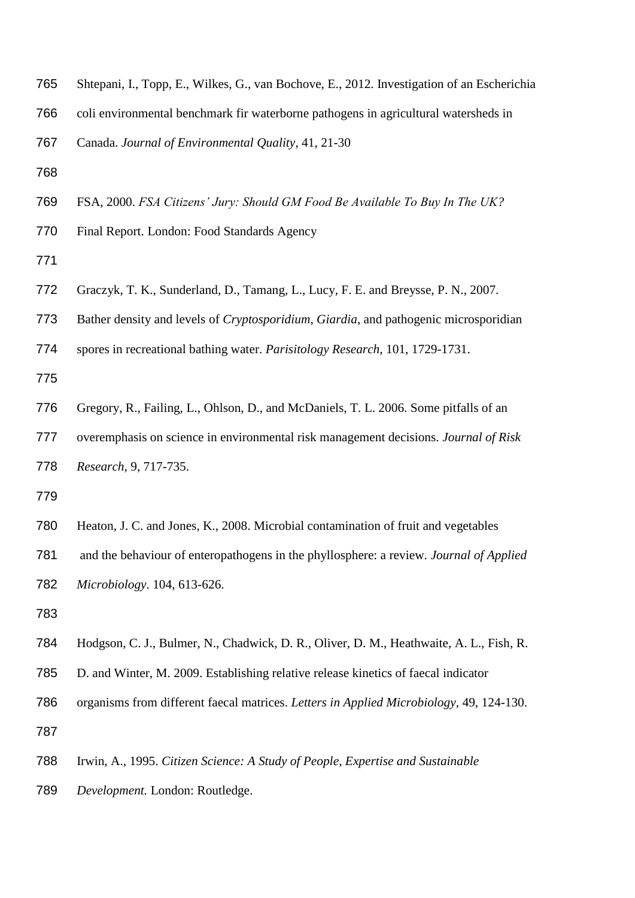Shtepani, I., Topp, E., Wilkes, G., van Bochove, E., 2012. Investigation of an Escherichia coli environmental benchmark fir waterborne pathogens in agricultural watersheds in Canada. *Journal of Environmental Quality*, 41, 21-30

FSA, 2000. *FSA Citizens' Jury: Should GM Food Be Available To Buy In The UK?* Final Report. London: Food Standards Agency

Graczyk, T. K., Sunderland, D., Tamang, L., Lucy, F. E. and Breysse, P. N., 2007. Bather density and levels of *Cryptosporidium*, *Giardia*, and pathogenic microsporidian spores in recreational bathing water. *Parisitology Research*, 101, 1729-1731.

Gregory, R., Failing, L., Ohlson, D., and McDaniels, T. L. 2006. Some pitfalls of an overemphasis on science in environmental risk management decisions. *Journal of Risk Research*, 9, 717-735.

Heaton, J. C. and Jones, K., 2008. Microbial contamination of fruit and vegetables and the behaviour of enteropathogens in the phyllosphere: a review. *Journal of Applied Microbiology*. 104, 613-626.

Hodgson, C. J., Bulmer, N., Chadwick, D. R., Oliver, D. M., Heathwaite, A. L., Fish, R. D. and Winter, M. 2009. Establishing relative release kinetics of faecal indicator organisms from different faecal matrices. *Letters in Applied Microbiology,* 49, 124-130.

Irwin, A., 1995. *Citizen Science: A Study of People, Expertise and Sustainable Development.* London: Routledge.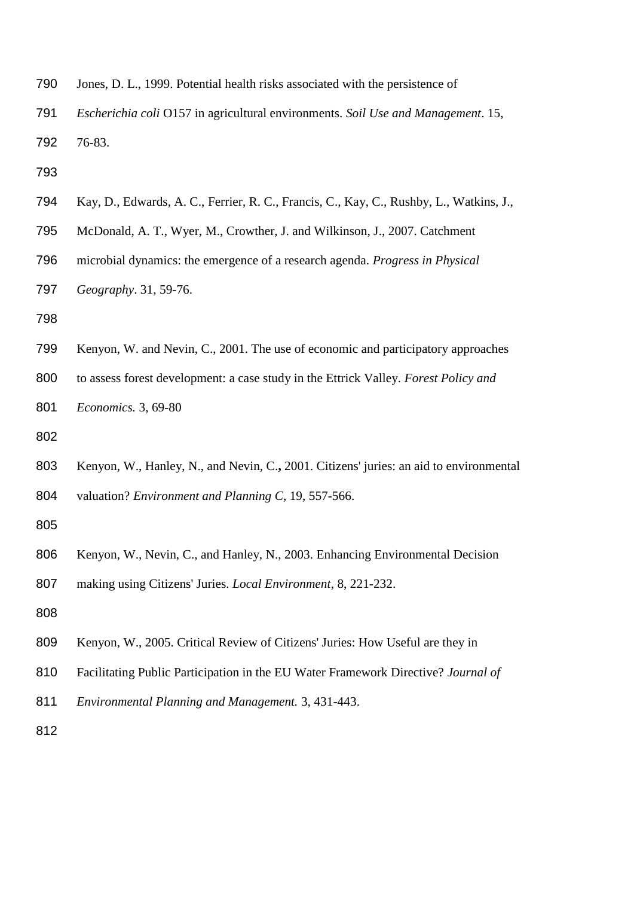Jones, D. L., 1999. Potential health risks associated with the persistence of *Escherichia coli* O157 in agricultural environments. *Soil Use and Management*. 15, 76-83.

Kay, D., Edwards, A. C., Ferrier, R. C., Francis, C., Kay, C., Rushby, L., Watkins, J., McDonald, A. T., Wyer, M., Crowther, J. and Wilkinson, J., 2007. Catchment microbial dynamics: the emergence of a research agenda. *Progress in Physical Geography*. 31, 59-76.

Kenyon, W. and Nevin, C., 2001. The use of economic and participatory approaches to assess forest development: a case study in the Ettrick Valley. *Forest Policy and Economics.* 3, 69-80

Kenyon, W., Hanley, N., and Nevin, C.**,** 2001. Citizens' juries: an aid to environmental valuation? *Environment and Planning C*, 19, 557-566.

Kenyon, W., Nevin, C., and Hanley, N., 2003. Enhancing Environmental Decision making using Citizens' Juries. *Local Environment*, 8, 221-232.

Kenyon, W., 2005. Critical Review of Citizens' Juries: How Useful are they in Facilitating Public Participation in the EU Water Framework Directive? *Journal of Environmental Planning and Management.* 3, 431-443.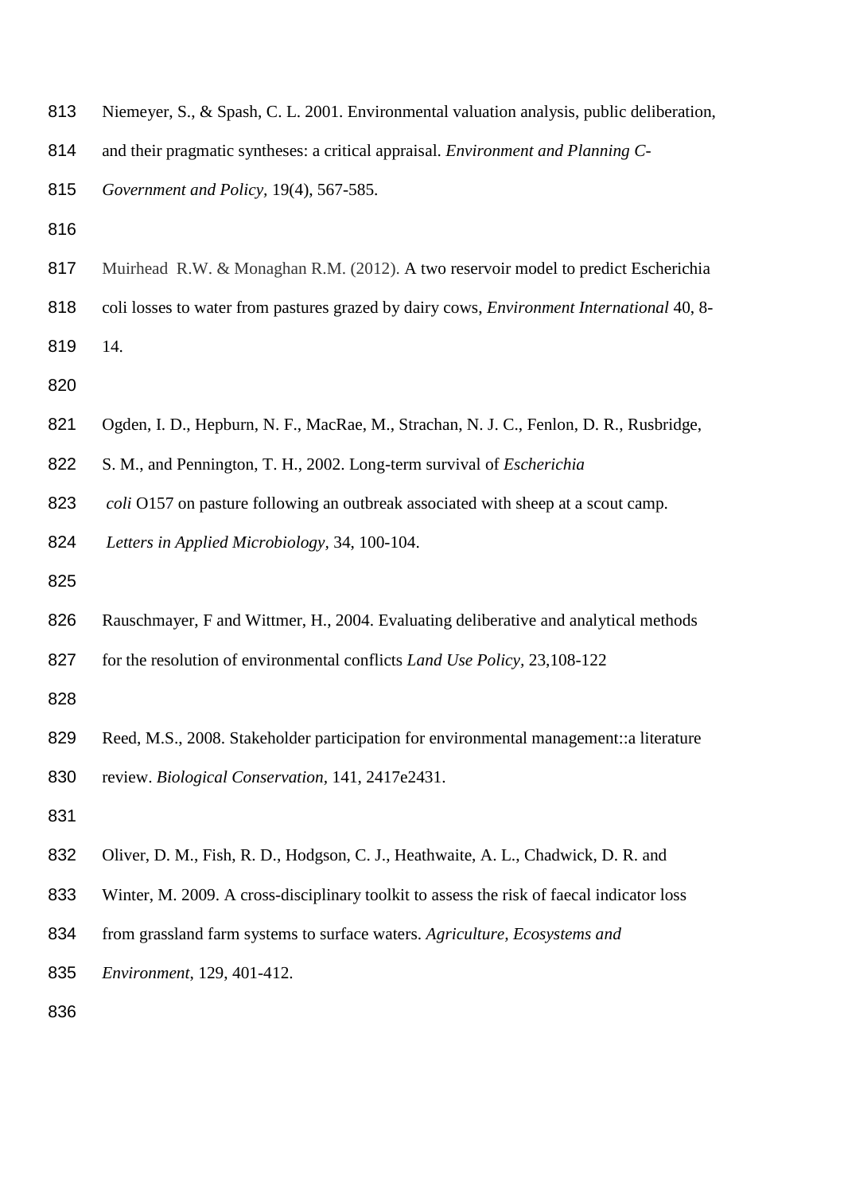Niemeyer, S., & Spash, C. L. 2001. Environmental valuation analysis, public deliberation, and their pragmatic syntheses: a critical appraisal. *Environment and Planning C-Government and Policy*, 19(4), 567-585.

Muirhead R.W. & Monaghan R.M. (2012). A two reservoir model to predict Escherichia coli losses to water from pastures grazed by dairy cows, *Environment International* 40, 8-14.

Ogden, I. D., Hepburn, N. F., MacRae, M., Strachan, N. J. C., Fenlon, D. R., Rusbridge, S. M., and Pennington, T. H., 2002. Long-term survival of *Escherichia coli* O157 on pasture following an outbreak associated with sheep at a scout camp. *Letters in Applied Microbiology*, 34, 100-104.

Rauschmayer, F and Wittmer, H., 2004. Evaluating deliberative and analytical methods for the resolution of environmental conflicts *Land Use Policy*, 23,108-122

Reed, M.S., 2008. Stakeholder participation for environmental management::a literature review. *Biological Conservation*, 141, 2417e2431.

Oliver, D. M., Fish, R. D., Hodgson, C. J., Heathwaite, A. L., Chadwick, D. R. and Winter, M. 2009. A cross-disciplinary toolkit to assess the risk of faecal indicator loss from grassland farm systems to surface waters. *Agriculture, Ecosystems and Environment*, 129, 401-412.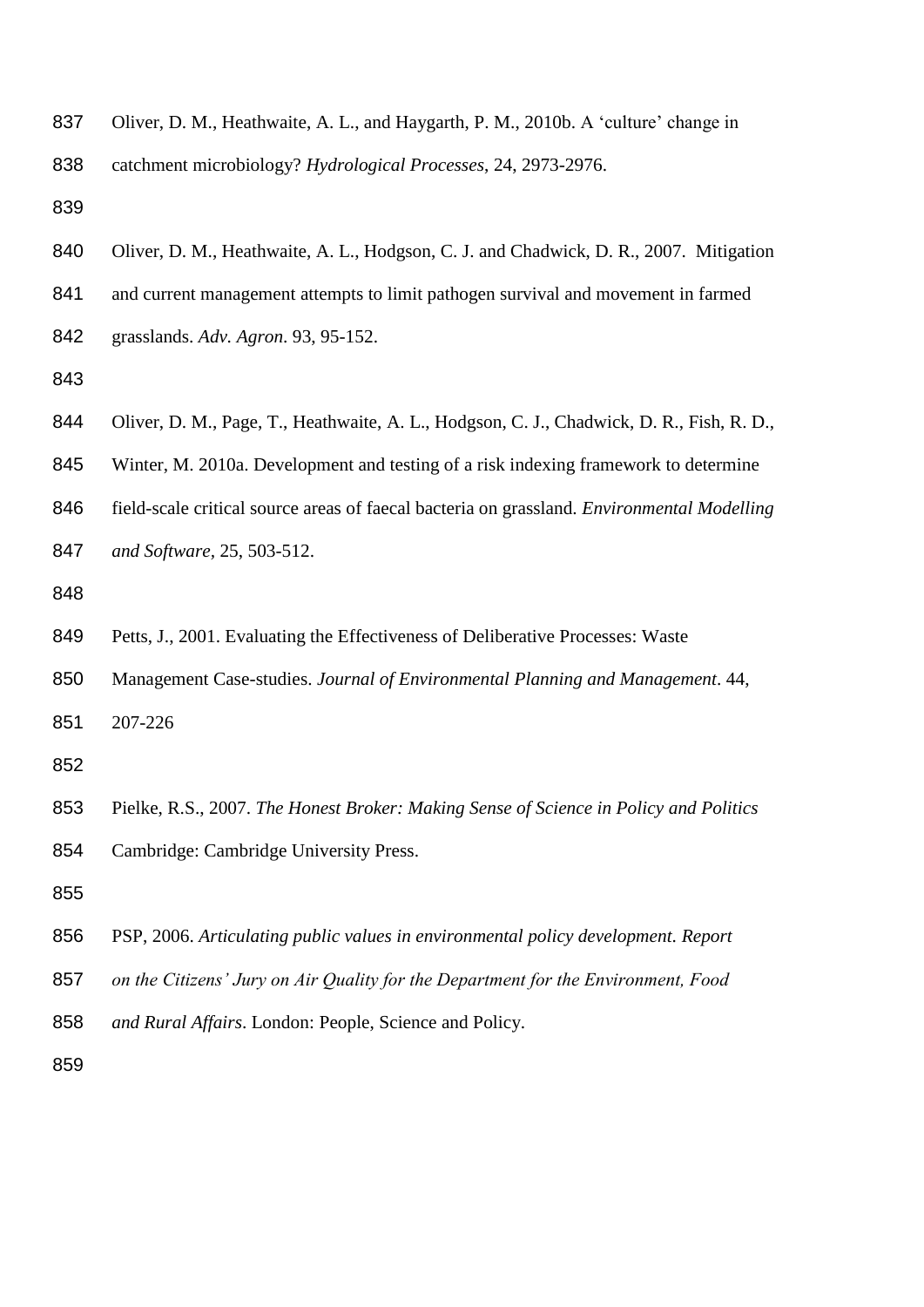Oliver, D. M., Heathwaite, A. L., and Haygarth, P. M., 2010b. A 'culture' change in catchment microbiology? *Hydrological Processes*, 24, 2973-2976.

Oliver, D. M., Heathwaite, A. L., Hodgson, C. J. and Chadwick, D. R., 2007. Mitigation and current management attempts to limit pathogen survival and movement in farmed grasslands. *Adv. Agron.* 93, 95-152.

Oliver, D. M., Page, T., Heathwaite, A. L., Hodgson, C. J., Chadwick, D. R., Fish, R. D., Winter, M. 2010a. Development and testing of a risk indexing framework to determine field-scale critical source areas of faecal bacteria on grassland. *Environmental Modelling and Software*, 25, 503-512.

Petts, J., 2001. Evaluating the Effectiveness of Deliberative Processes: Waste Management Case-studies. *Journal of Environmental Planning and Management*. 44, 207-226

Pielke, R.S., 2007. *The Honest Broker: Making Sense of Science in Policy and Politics* Cambridge: Cambridge University Press.

PSP, 2006. *Articulating public values in environmental policy development. Report on the Citizens' Jury on Air Quality for the Department for the Environment, Food and Rural Affairs*. London: People, Science and Policy.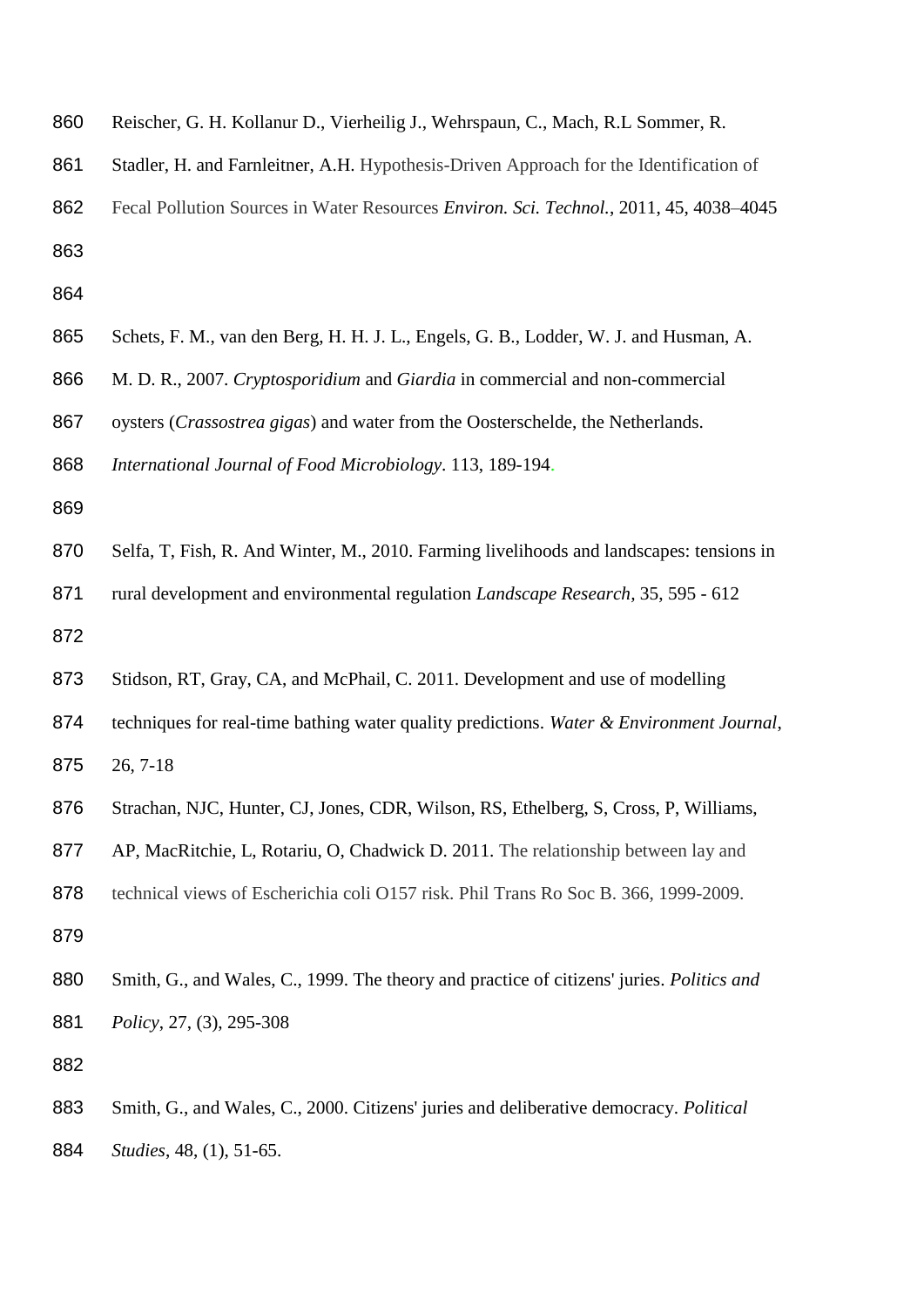Reischer, G. H. Kollanur D., Vierheilig J., Wehrspaun, C., Mach, R.L Sommer, R. Stadler, H. and Farnleitner, A.H. Hypothesis-Driven Approach for the Identification of Fecal Pollution Sources in Water Resources *Environ. Sci. Technol.*, 2011, 45, 4038–4045

Schets, F. M., van den Berg, H. H. J. L., Engels, G. B., Lodder, W. J. and Husman, A. M. D. R., 2007. *Cryptosporidium* and *Giardia* in commercial and non-commercial oysters (*Crassostrea gigas*) and water from the Oosterschelde, the Netherlands. *International Journal of Food Microbiology*. 113, 189-194.

Selfa, T, Fish, R. And Winter, M., 2010. Farming livelihoods and landscapes: tensions in rural development and environmental regulation *Landscape Research*, 35, 595 - 612

Stidson, RT, Gray, CA, and McPhail, C. 2011. Development and use of modelling techniques for real-time bathing water quality predictions. *Water & Environment Journal*, 26, 7-18

Strachan, NJC, Hunter, CJ, Jones, CDR, Wilson, RS, Ethelberg, S, Cross, P, Williams, AP, MacRitchie, L, Rotariu, O, Chadwick D. 2011. The relationship between lay and technical views of Escherichia coli O157 risk. Phil Trans Ro Soc B. 366, 1999-2009.

Smith, G., and Wales, C., 1999. The theory and practice of citizens' juries. *Politics and Policy*, 27, (3), 295-308

Smith, G., and Wales, C., 2000. Citizens' juries and deliberative democracy. *Political Studies*, 48, (1), 51-65.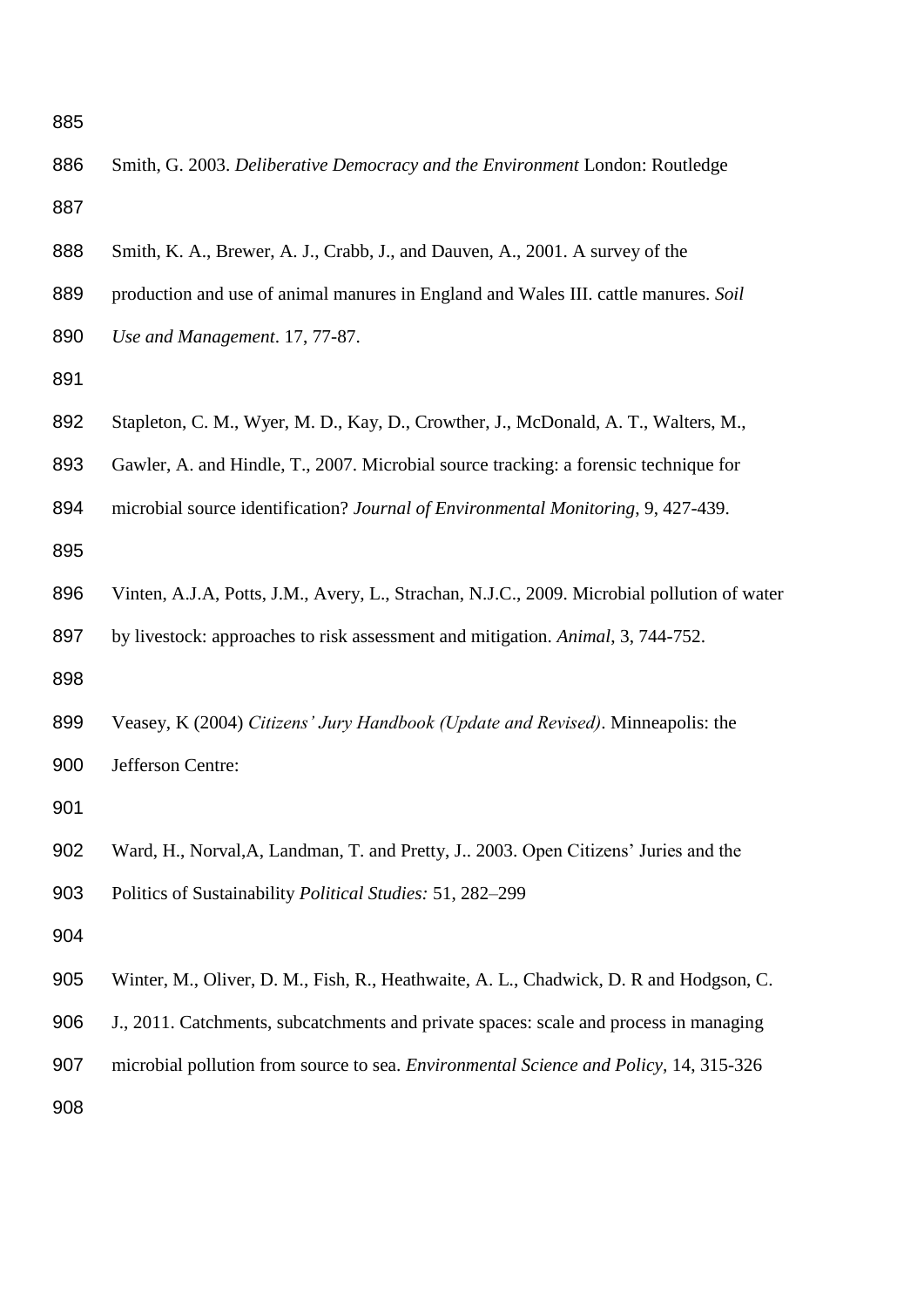Smith, G. 2003. *Deliberative Democracy and the Environment* London: Routledge

Smith, K. A., Brewer, A. J., Crabb, J., and Dauven, A., 2001. A survey of the production and use of animal manures in England and Wales III. cattle manures. *Soil Use and Management*. 17, 77-87.

Stapleton, C. M., Wyer, M. D., Kay, D., Crowther, J., McDonald, A. T., Walters, M., Gawler, A. and Hindle, T., 2007. Microbial source tracking: a forensic technique for microbial source identification? *Journal of Environmental Monitoring*, 9, 427-439.

Vinten, A.J.A, Potts, J.M., Avery, L., Strachan, N.J.C., 2009. Microbial pollution of water by livestock: approaches to risk assessment and mitigation. *Animal*, 3, 744-752.

Veasey, K (2004) *Citizens' Jury Handbook (Update and Revised)*. Minneapolis: the Jefferson Centre:

Ward, H., Norval,A, Landman, T. and Pretty, J.. 2003. Open Citizens' Juries and the Politics of Sustainability *Political Studies:* 51, 282–299

Winter, M., Oliver, D. M., Fish, R., Heathwaite, A. L., Chadwick, D. R and Hodgson, C. J., 2011. Catchments, subcatchments and private spaces: scale and process in managing microbial pollution from source to sea. *Environmental Science and Policy*, 14, 315-326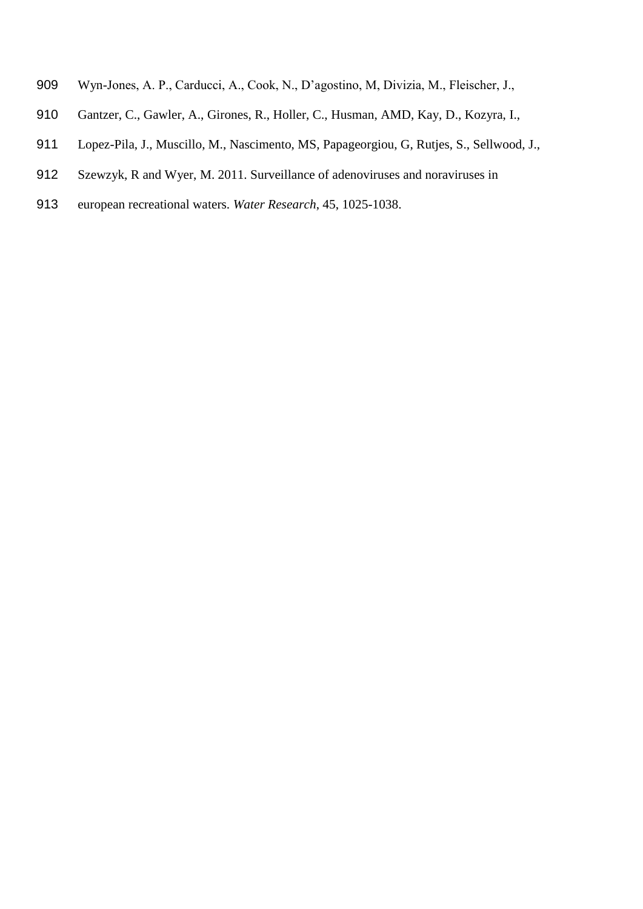Wyn-Jones, A. P., Carducci, A., Cook, N., D'agostino, M, Divizia, M., Fleischer, J., Gantzer, C., Gawler, A., Girones, R., Holler, C., Husman, AMD, Kay, D., Kozyra, I., Lopez-Pila, J., Muscillo, M., Nascimento, MS, Papageorgiou, G, Rutjes, S., Sellwood, J., Szewzyk, R and Wyer, M. 2011. Surveillance of adenoviruses and noraviruses in european recreational waters. *Water Research*, 45, 1025-1038.